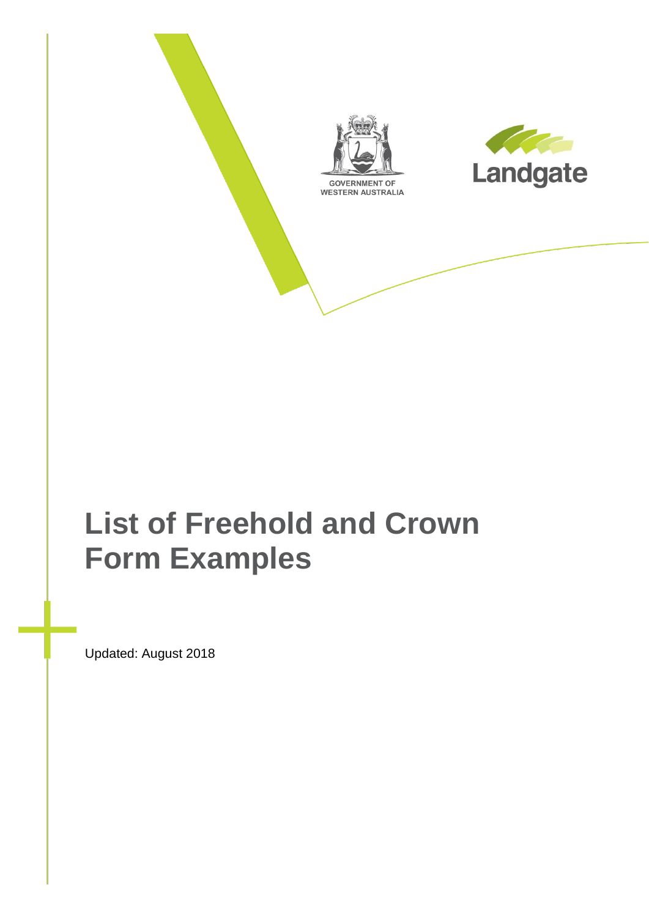GOVERNMENT OF WESTERN AUSTRALIA

Landgate

# List of Freehold and Crown Form Examples

Updated: August 2018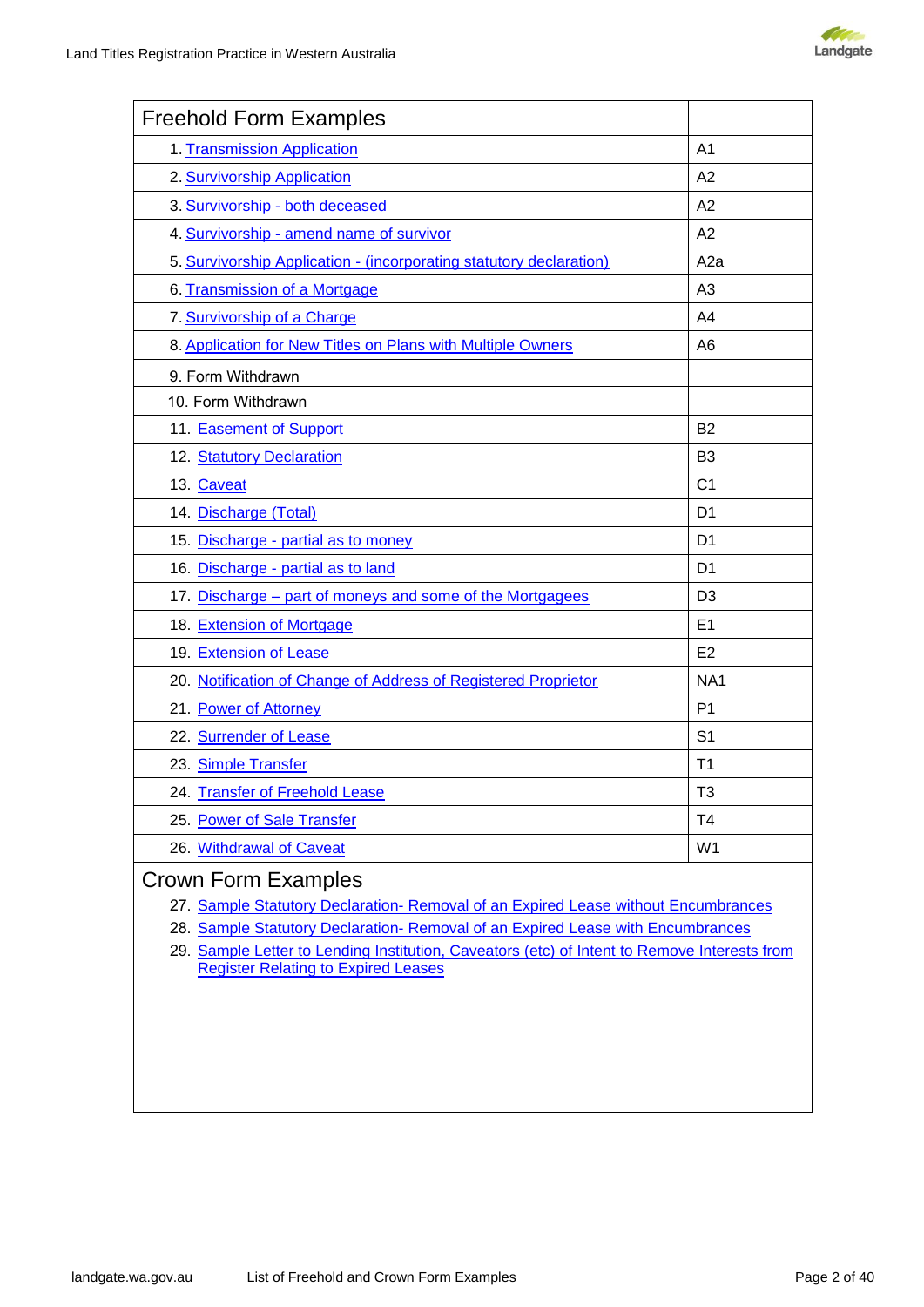| Freehold Form Examples | |
|---|---|
| 1. Transmission Application | A1 |
| 2. Survivorship Application | A2 |
| 3. Survivorship - both deceased | A2 |
| 4. Survivorship - amend name of survivor | A2 |
| 5. Survivorship Application - (incorporating statutory declaration) | A2a |
| 6. Transmission of a Mortgage | A3 |
| 7. Survivorship of a Charge | A4 |
| 8. Application for New Titles on Plans with Multiple Owners | A6 |
| 9. Form Withdrawn | |
| 10. Form Withdrawn | |
| 11. Easement of Support | B2 |
| 12. Statutory Declaration | B3 |
| 13. Caveat | C1 |
| 14. Discharge (Total) | D1 |
| 15. Discharge - partial as to money | D1 |
| 16. Discharge - partial as to land | D1 |
| 17. Discharge – part of moneys and some of the Mortgagees | D3 |
| 18. Extension of Mortgage | E1 |
| 19. Extension of Lease | E2 |
| 20. Notification of Change of Address of Registered Proprietor | NA1 |
| 21. Power of Attorney | P1 |
| 22. Surrender of Lease | S1 |
| 23. Simple Transfer | T1 |
| 24. Transfer of Freehold Lease | T3 |
| 25. Power of Sale Transfer | T4 |
| 26. Withdrawal of Caveat | W1 |

## Crown Form Examples

27. Sample Statutory Declaration- Removal of an Expired Lease without Encumbrances
28. Sample Statutory Declaration- Removal of an Expired Lease with Encumbrances
29. Sample Letter to Lending Institution, Caveators (etc) of Intent to Remove Interests from Register Relating to Expired Leases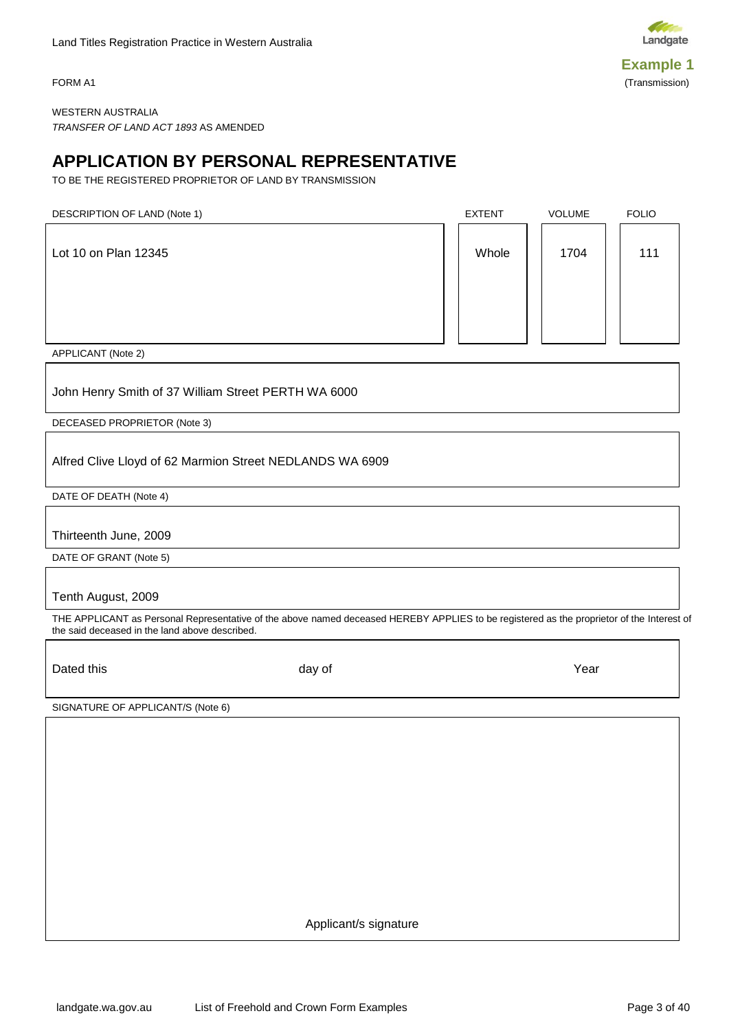FORM A1

**Example 1**
(Transmission)

WESTERN AUSTRALIA
*TRANSFER OF LAND ACT 1893* AS AMENDED

# APPLICATION BY PERSONAL REPRESENTATIVE

TO BE THE REGISTERED PROPRIETOR OF LAND BY TRANSMISSION

| DESCRIPTION OF LAND (Note 1) | EXTENT | VOLUME | FOLIO |
|---|---|---|---|
| Lot 10 on Plan 12345 | Whole | 1704 | 111 |

APPLICANT (Note 2)

John Henry Smith of 37 William Street PERTH WA 6000

DECEASED PROPRIETOR (Note 3)

Alfred Clive Lloyd of 62 Marmion Street NEDLANDS WA 6909

DATE OF DEATH (Note 4)

Thirteenth June, 2009

DATE OF GRANT (Note 5)

Tenth August, 2009

THE APPLICANT as Personal Representative of the above named deceased HEREBY APPLIES to be registered as the proprietor of the Interest of the said deceased in the land above described.

Dated this day of Year

SIGNATURE OF APPLICANT/S (Note 6)

Applicant/s signature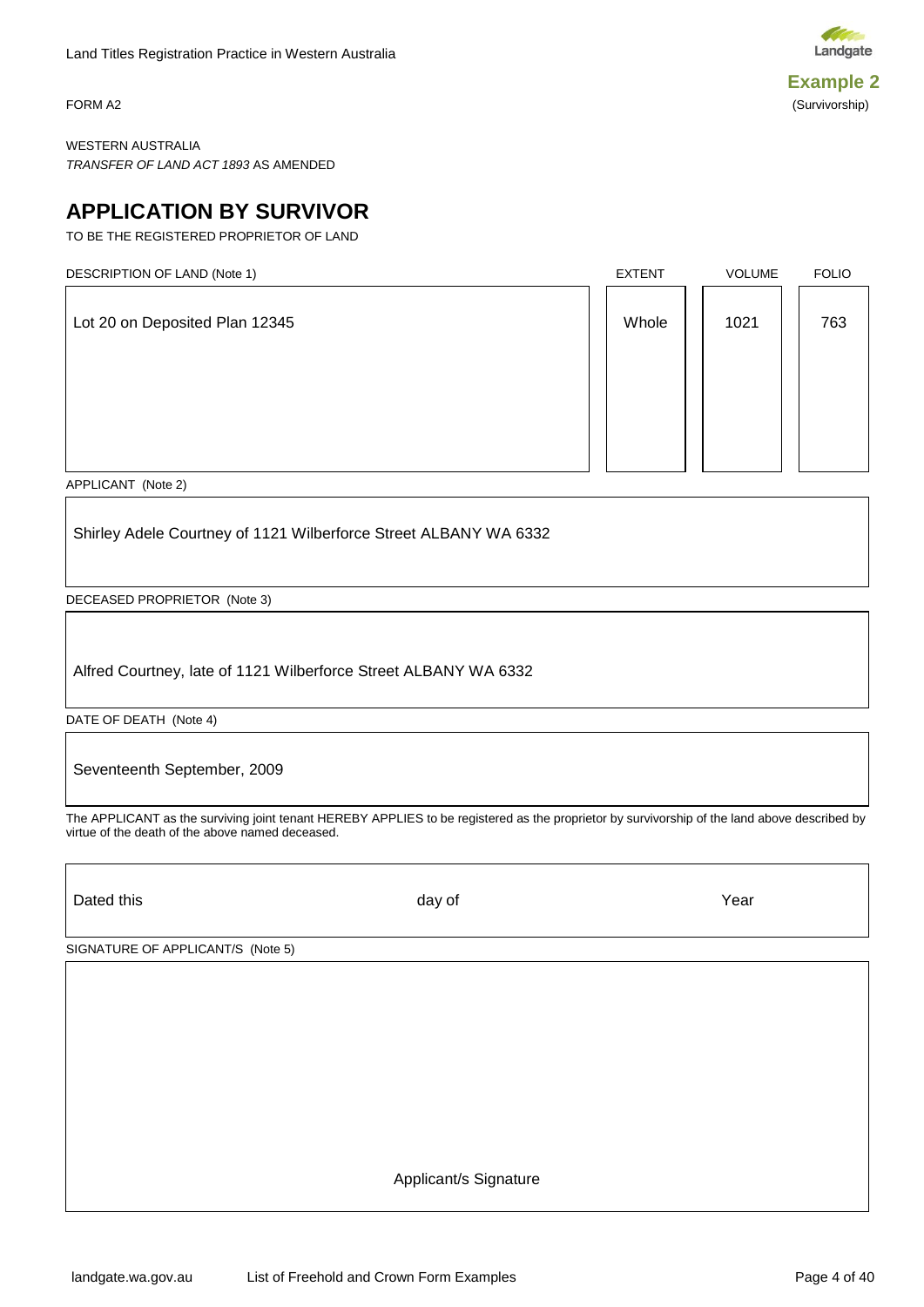**Example 2**
(Survivorship)

FORM A2

WESTERN AUSTRALIA
*TRANSFER OF LAND ACT 1893* AS AMENDED

# APPLICATION BY SURVIVOR

TO BE THE REGISTERED PROPRIETOR OF LAND

| DESCRIPTION OF LAND (Note 1) | EXTENT | VOLUME | FOLIO |
|---|---|---|---|
| Lot 20 on Deposited Plan 12345 | Whole | 1021 | 763 |

APPLICANT (Note 2)

Shirley Adele Courtney of 1121 Wilberforce Street ALBANY WA 6332

DECEASED PROPRIETOR (Note 3)

Alfred Courtney, late of 1121 Wilberforce Street ALBANY WA 6332

DATE OF DEATH (Note 4)

Seventeenth September, 2009

The APPLICANT as the surviving joint tenant HEREBY APPLIES to be registered as the proprietor by survivorship of the land above described by virtue of the death of the above named deceased.

Dated this day of Year

SIGNATURE OF APPLICANT/S (Note 5)

Applicant/s Signature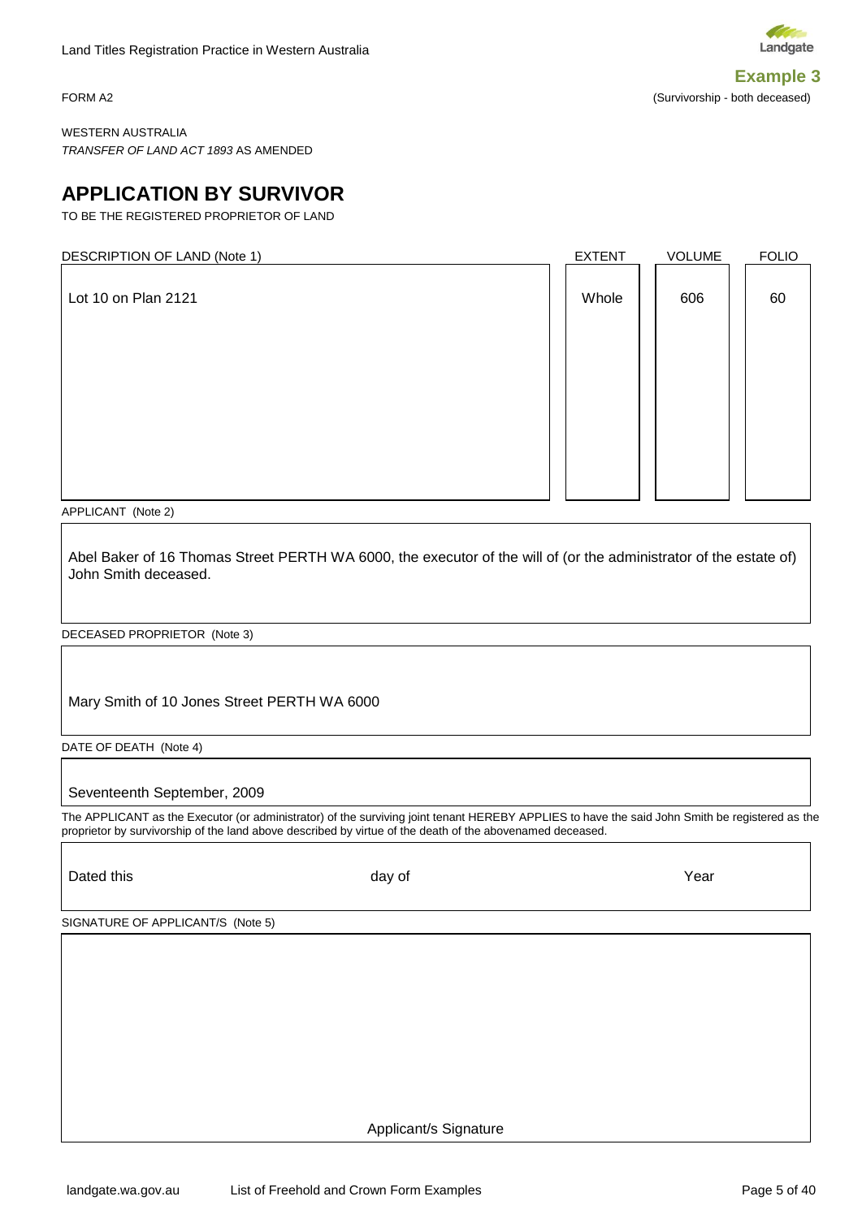**Example 3**

FORM A2

(Survivorship - both deceased)

WESTERN AUSTRALIA

*TRANSFER OF LAND ACT 1893* AS AMENDED

# APPLICATION BY SURVIVOR

TO BE THE REGISTERED PROPRIETOR OF LAND

| DESCRIPTION OF LAND (Note 1) | EXTENT | VOLUME | FOLIO |
|---|---|---|---|
| Lot 10 on Plan 2121 | Whole | 606 | 60 |

APPLICANT (Note 2)

Abel Baker of 16 Thomas Street PERTH WA 6000, the executor of the will of (or the administrator of the estate of) John Smith deceased.

DECEASED PROPRIETOR (Note 3)

Mary Smith of 10 Jones Street PERTH WA 6000

DATE OF DEATH (Note 4)

Seventeenth September, 2009

The APPLICANT as the Executor (or administrator) of the surviving joint tenant HEREBY APPLIES to have the said John Smith be registered as the proprietor by survivorship of the land above described by virtue of the death of the abovenamed deceased.

Dated this                    day of                    Year

SIGNATURE OF APPLICANT/S (Note 5)

Applicant/s Signature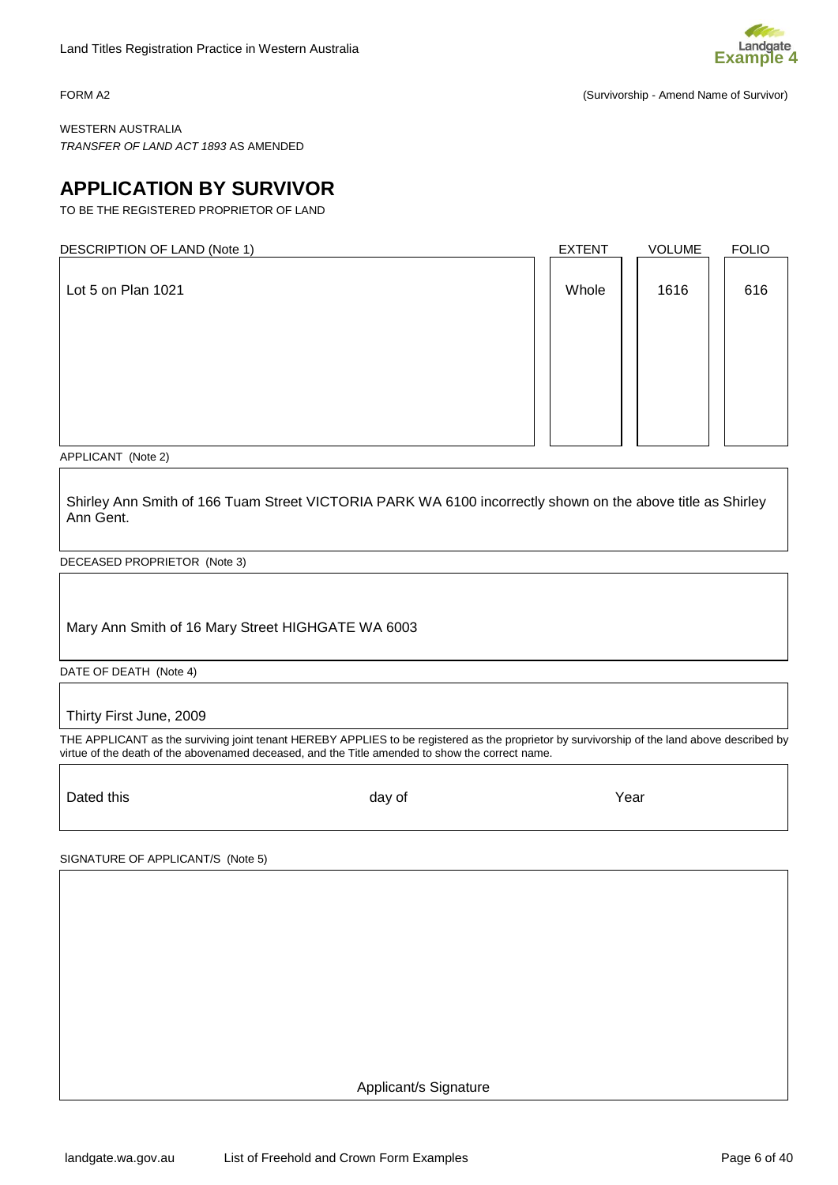FORM A2 (Survivorship - Amend Name of Survivor)

WESTERN AUSTRALIA
*TRANSFER OF LAND ACT 1893* AS AMENDED

# APPLICATION BY SURVIVOR

TO BE THE REGISTERED PROPRIETOR OF LAND

| DESCRIPTION OF LAND (Note 1) | EXTENT | VOLUME | FOLIO |
|---|---|---|---|
| Lot 5 on Plan 1021 | Whole | 1616 | 616 |

APPLICANT (Note 2)

Shirley Ann Smith of 166 Tuam Street VICTORIA PARK WA 6100 incorrectly shown on the above title as Shirley Ann Gent.

DECEASED PROPRIETOR (Note 3)

Mary Ann Smith of 16 Mary Street HIGHGATE WA 6003

DATE OF DEATH (Note 4)

Thirty First June, 2009

THE APPLICANT as the surviving joint tenant HEREBY APPLIES to be registered as the proprietor by survivorship of the land above described by virtue of the death of the abovenamed deceased, and the Title amended to show the correct name.

Dated this day of Year

SIGNATURE OF APPLICANT/S (Note 5)

Applicant/s Signature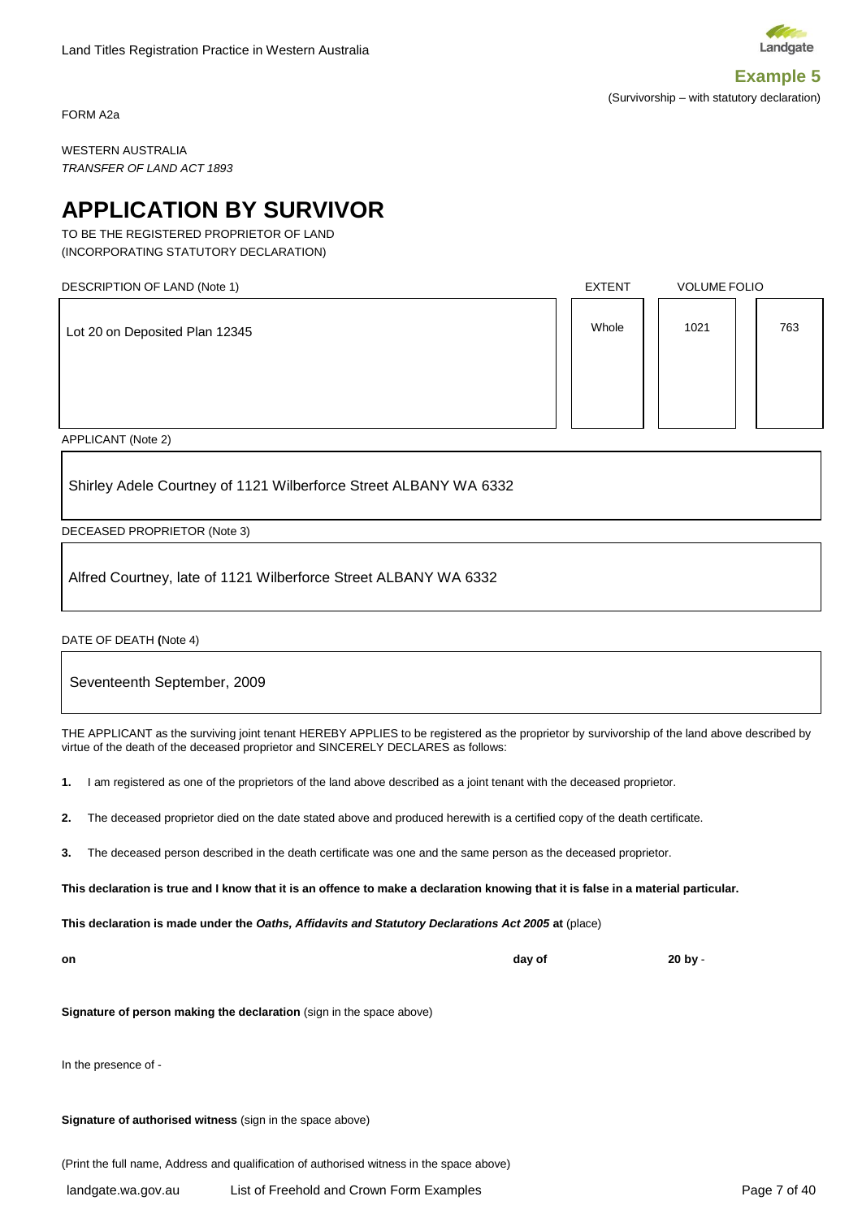**Example 5**

(Survivorship – with statutory declaration)

FORM A2a

WESTERN AUSTRALIA
*TRANSFER OF LAND ACT 1893*

# APPLICATION BY SURVIVOR

TO BE THE REGISTERED PROPRIETOR OF LAND
(INCORPORATING STATUTORY DECLARATION)

| DESCRIPTION OF LAND (Note 1) | EXTENT | VOLUME | FOLIO |
|---|---|---|---|
| Lot 20 on Deposited Plan 12345 | Whole | 1021 | 763 |

APPLICANT (Note 2)

Shirley Adele Courtney of 1121 Wilberforce Street ALBANY WA 6332

DECEASED PROPRIETOR (Note 3)

Alfred Courtney, late of 1121 Wilberforce Street ALBANY WA 6332

DATE OF DEATH (Note 4)

Seventeenth September, 2009

THE APPLICANT as the surviving joint tenant HEREBY APPLIES to be registered as the proprietor by survivorship of the land above described by virtue of the death of the deceased proprietor and SINCERELY DECLARES as follows:

**1.** I am registered as one of the proprietors of the land above described as a joint tenant with the deceased proprietor.

**2.** The deceased proprietor died on the date stated above and produced herewith is a certified copy of the death certificate.

**3.** The deceased person described in the death certificate was one and the same person as the deceased proprietor.

**This declaration is true and I know that it is an offence to make a declaration knowing that it is false in a material particular.**

**This declaration is made under the *Oaths, Affidavits and Statutory Declarations Act 2005* at** (place)

**on** **day of** **20 by** -

**Signature of person making the declaration** (sign in the space above)

In the presence of -

**Signature of authorised witness** (sign in the space above)

(Print the full name, Address and qualification of authorised witness in the space above)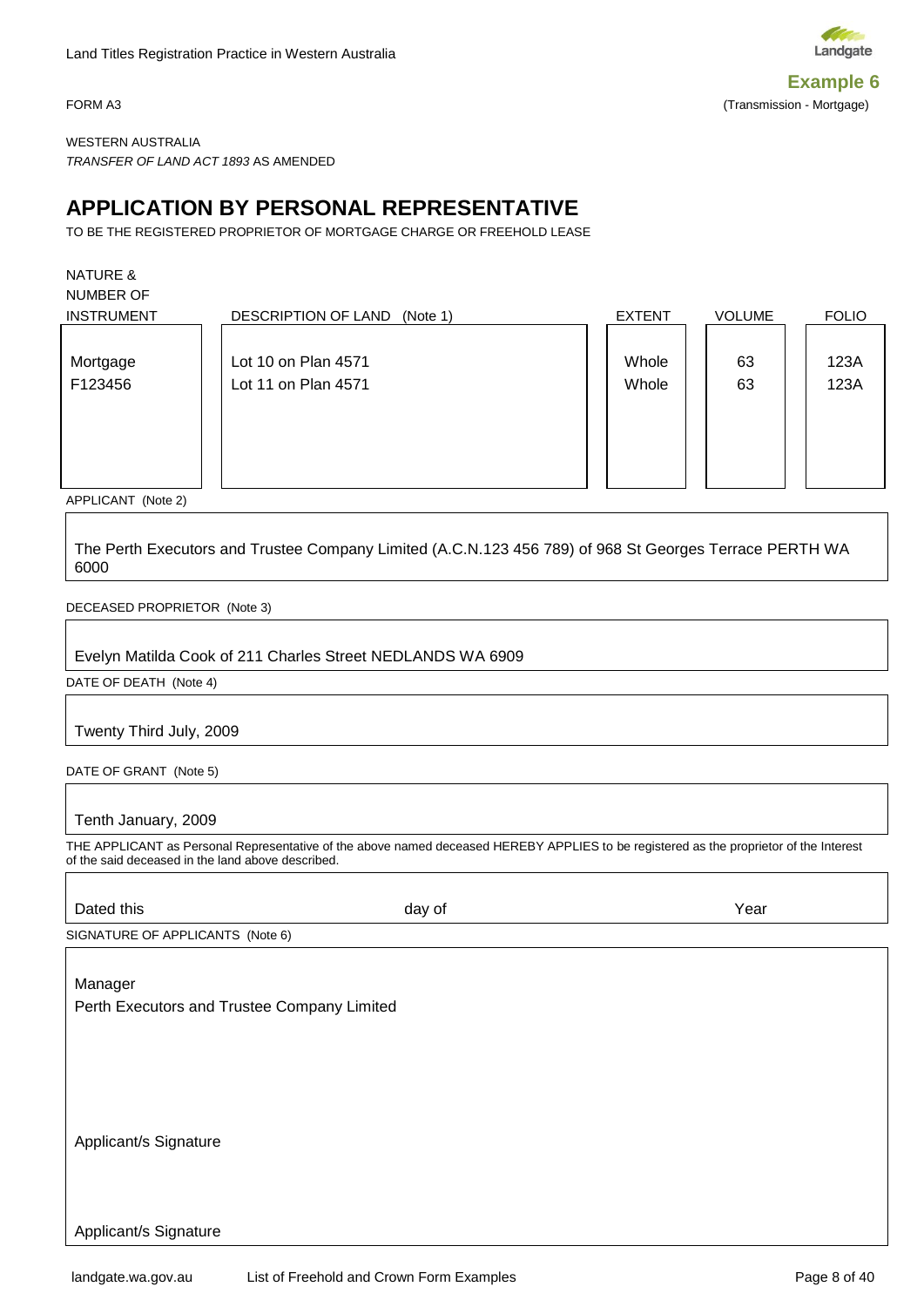**Example 6**

FORM A3

(Transmission - Mortgage)

WESTERN AUSTRALIA

*TRANSFER OF LAND ACT 1893* AS AMENDED

# APPLICATION BY PERSONAL REPRESENTATIVE

TO BE THE REGISTERED PROPRIETOR OF MORTGAGE CHARGE OR FREEHOLD LEASE

| NATURE & NUMBER OF INSTRUMENT | DESCRIPTION OF LAND (Note 1) | EXTENT | VOLUME | FOLIO |
|---|---|---|---|---|
| Mortgage F123456 | Lot 10 on Plan 4571 | Whole | 63 | 123A |
| | Lot 11 on Plan 4571 | Whole | 63 | 123A |

APPLICANT (Note 2)

The Perth Executors and Trustee Company Limited (A.C.N.123 456 789) of 968 St Georges Terrace PERTH WA 6000

DECEASED PROPRIETOR (Note 3)

Evelyn Matilda Cook of 211 Charles Street NEDLANDS WA 6909

DATE OF DEATH (Note 4)

Twenty Third July, 2009

DATE OF GRANT (Note 5)

Tenth January, 2009

THE APPLICANT as Personal Representative of the above named deceased HEREBY APPLIES to be registered as the proprietor of the Interest of the said deceased in the land above described.

Dated this day of Year

SIGNATURE OF APPLICANTS (Note 6)

Manager
Perth Executors and Trustee Company Limited

Applicant/s Signature

Applicant/s Signature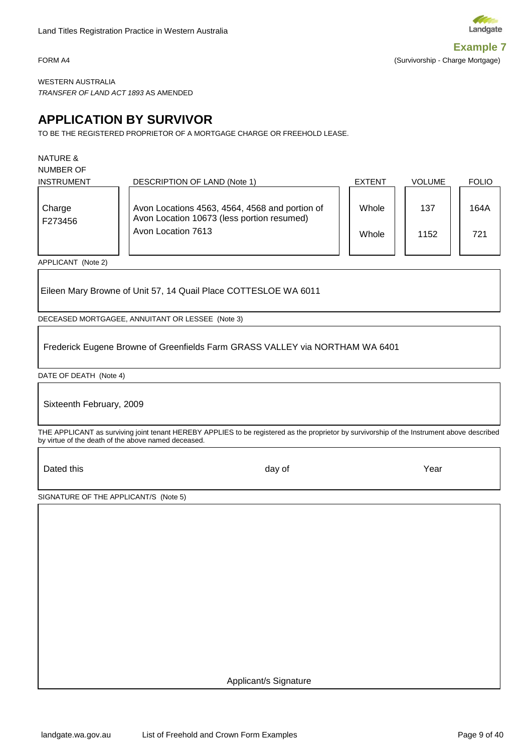**Example 7**

FORM A4

(Survivorship - Charge Mortgage)

WESTERN AUSTRALIA

*TRANSFER OF LAND ACT 1893* AS AMENDED

# APPLICATION BY SURVIVOR

TO BE THE REGISTERED PROPRIETOR OF A MORTGAGE CHARGE OR FREEHOLD LEASE.

| NATURE & NUMBER OF INSTRUMENT | DESCRIPTION OF LAND (Note 1) | EXTENT | VOLUME | FOLIO |
|---|---|---|---|---|
| Charge F273456 | Avon Locations 4563, 4564, 4568 and portion of Avon Location 10673 (less portion resumed) | Whole | 137 | 164A |
| | Avon Location 7613 | Whole | 1152 | 721 |

APPLICANT (Note 2)

Eileen Mary Browne of Unit 57, 14 Quail Place COTTESLOE WA 6011

DECEASED MORTGAGEE, ANNUITANT OR LESSEE (Note 3)

Frederick Eugene Browne of Greenfields Farm GRASS VALLEY via NORTHAM WA 6401

DATE OF DEATH (Note 4)

Sixteenth February, 2009

THE APPLICANT as surviving joint tenant HEREBY APPLIES to be registered as the proprietor by survivorship of the Instrument above described by virtue of the death of the above named deceased.

Dated this day of Year

SIGNATURE OF THE APPLICANT/S (Note 5)

Applicant/s Signature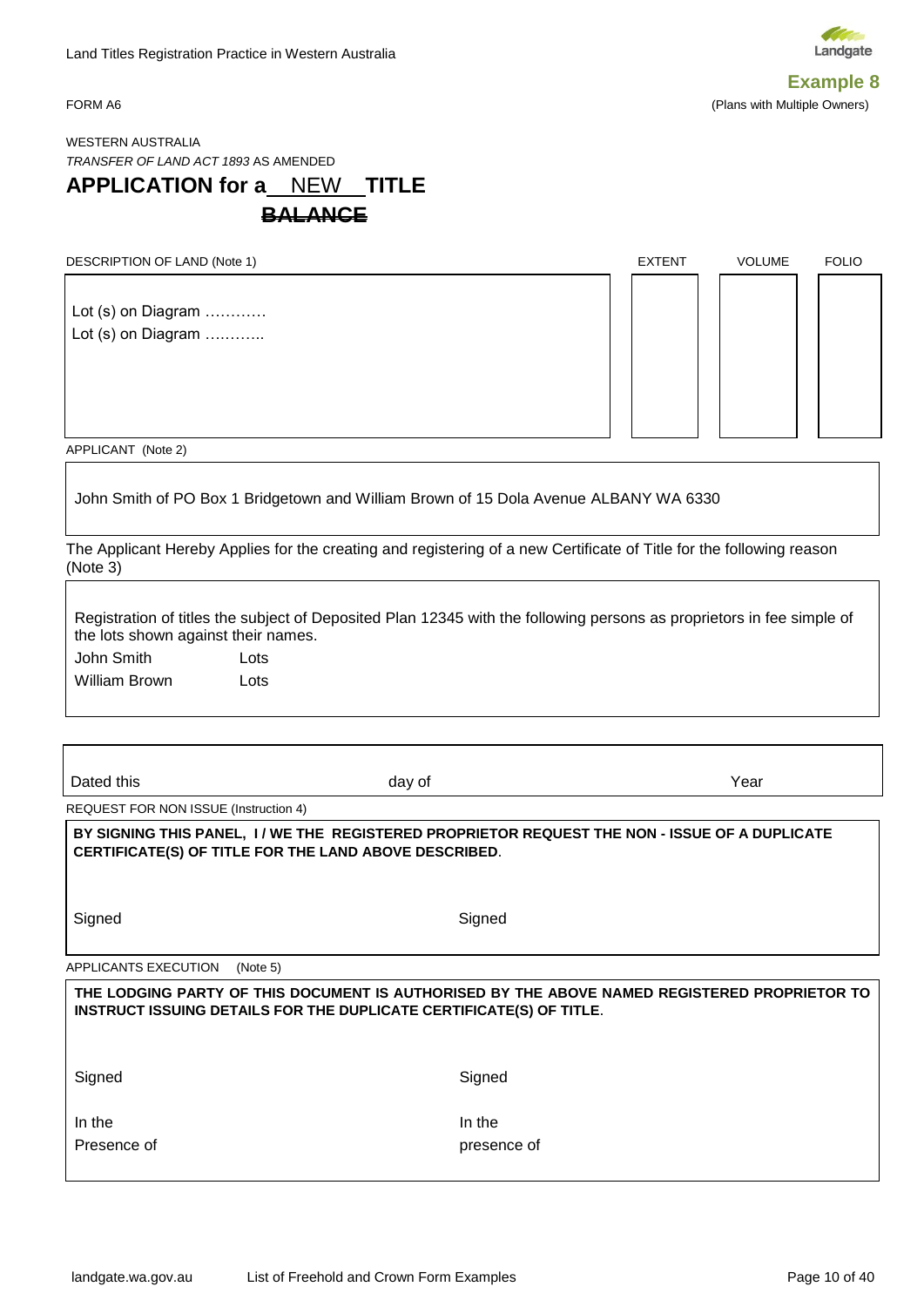**Example 8**

FORM A6

(Plans with Multiple Owners)

WESTERN AUSTRALIA

*TRANSFER OF LAND ACT 1893* AS AMENDED

# APPLICATION for a NEW TITLE ~~BALANCE~~

| DESCRIPTION OF LAND (Note 1) | EXTENT | VOLUME | FOLIO |
|---|---|---|---|
| Lot (s) on Diagram …………<br>Lot (s) on Diagram ……….. | | | |

APPLICANT (Note 2)

John Smith of PO Box 1 Bridgetown and William Brown of 15 Dola Avenue ALBANY WA 6330

The Applicant Hereby Applies for the creating and registering of a new Certificate of Title for the following reason (Note 3)

Registration of titles the subject of Deposited Plan 12345 with the following persons as proprietors in fee simple of the lots shown against their names.

| | |
|---|---|
| John Smith | Lots |
| William Brown | Lots |

Dated this day of Year

REQUEST FOR NON ISSUE (Instruction 4)

**BY SIGNING THIS PANEL, I / WE THE REGISTERED PROPRIETOR REQUEST THE NON - ISSUE OF A DUPLICATE CERTIFICATE(S) OF TITLE FOR THE LAND ABOVE DESCRIBED**.

Signed

Signed

APPLICANTS EXECUTION (Note 5)

**THE LODGING PARTY OF THIS DOCUMENT IS AUTHORISED BY THE ABOVE NAMED REGISTERED PROPRIETOR TO INSTRUCT ISSUING DETAILS FOR THE DUPLICATE CERTIFICATE(S) OF TITLE**.

Signed

In the
Presence of

Signed

In the
presence of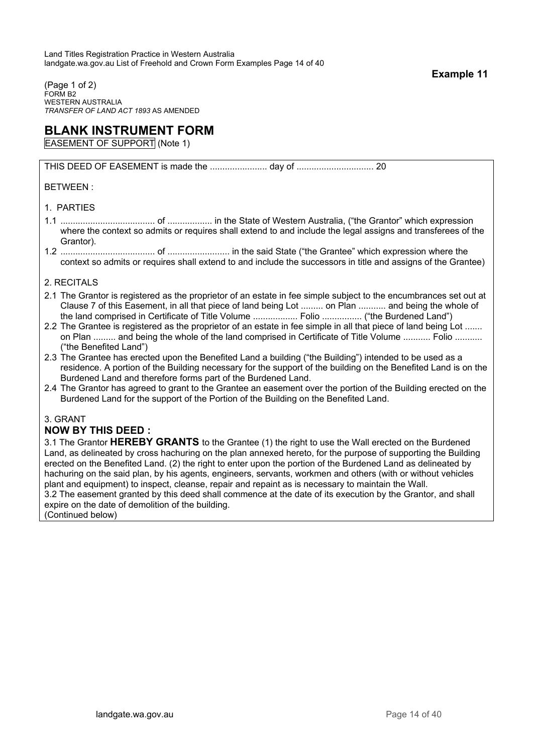**Example 11**

(Page 1 of 2)
FORM B2
WESTERN AUSTRALIA
*TRANSFER OF LAND ACT 1893* AS AMENDED

# BLANK INSTRUMENT FORM

EASEMENT OF SUPPORT (Note 1)

THIS DEED OF EASEMENT is made the ....................... day of .............................. 20

BETWEEN :

1. PARTIES

1.1 ...................................... of .................. in the State of Western Australia, ("the Grantor" which expression where the context so admits or requires shall extend to and include the legal assigns and transferees of the Grantor).

1.2 ..................................... of ......................... in the said State ("the Grantee" which expression where the context so admits or requires shall extend to and include the successors in title and assigns of the Grantee)

2. RECITALS

2.1 The Grantor is registered as the proprietor of an estate in fee simple subject to the encumbrances set out at Clause 7 of this Easement, in all that piece of land being Lot ......... on Plan ........... and being the whole of the land comprised in Certificate of Title Volume .................. Folio ................ ("the Burdened Land")

2.2 The Grantee is registered as the proprietor of an estate in fee simple in all that piece of land being Lot ....... on Plan ......... and being the whole of the land comprised in Certificate of Title Volume ........... Folio ........... ("the Benefited Land")

2.3 The Grantee has erected upon the Benefited Land a building ("the Building") intended to be used as a residence. A portion of the Building necessary for the support of the building on the Benefited Land is on the Burdened Land and therefore forms part of the Burdened Land.

2.4 The Grantor has agreed to grant to the Grantee an easement over the portion of the Building erected on the Burdened Land for the support of the Portion of the Building on the Benefited Land.

3. GRANT

**NOW BY THIS DEED :**

3.1 The Grantor **HEREBY GRANTS** to the Grantee (1) the right to use the Wall erected on the Burdened Land, as delineated by cross hachuring on the plan annexed hereto, for the purpose of supporting the Building erected on the Benefited Land. (2) the right to enter upon the portion of the Burdened Land as delineated by hachuring on the said plan, by his agents, engineers, servants, workmen and others (with or without vehicles plant and equipment) to inspect, cleanse, repair and repaint as is necessary to maintain the Wall.

3.2 The easement granted by this deed shall commence at the date of its execution by the Grantor, and shall expire on the date of demolition of the building.

(Continued below)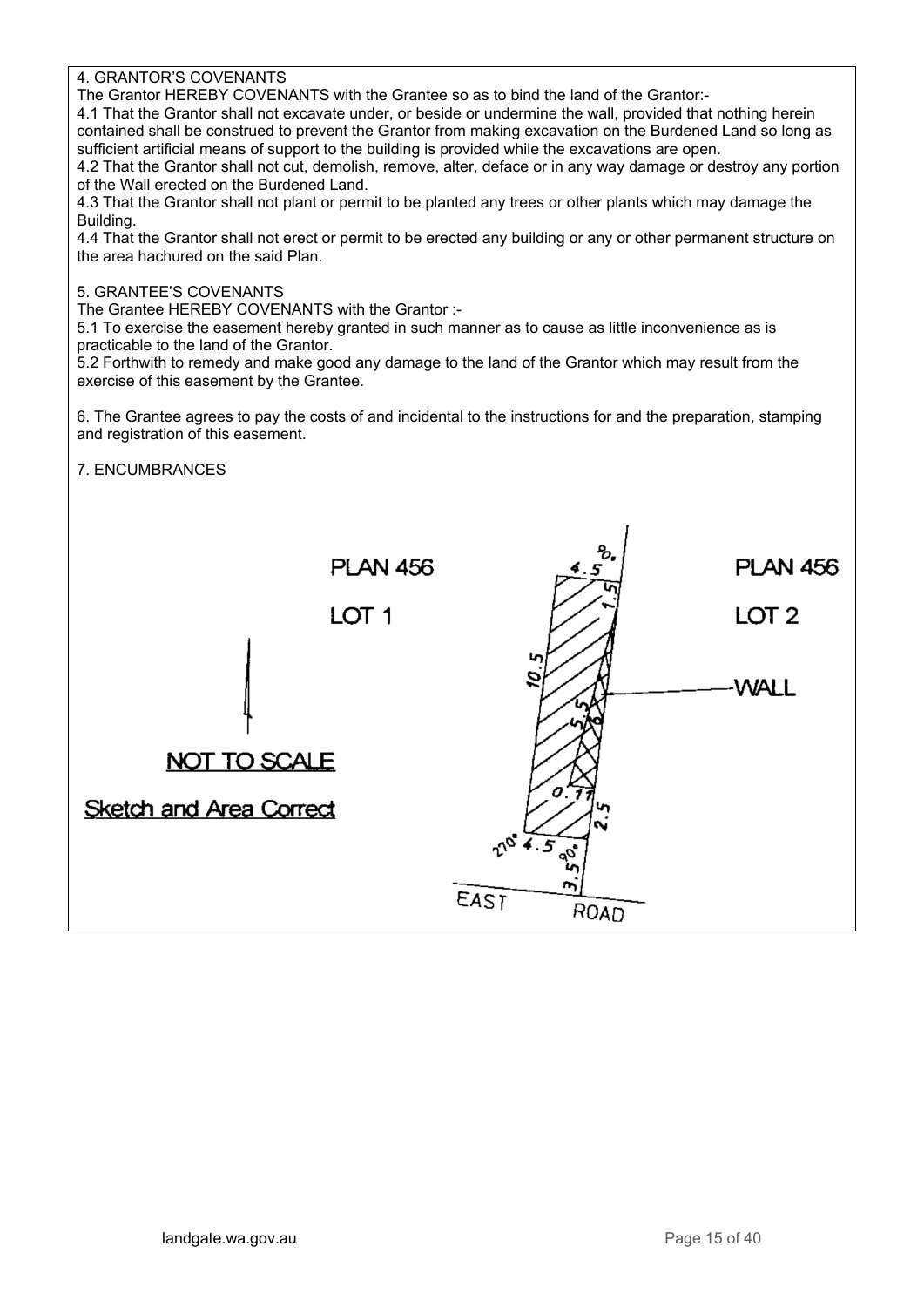4. GRANTOR'S COVENANTS

The Grantor HEREBY COVENANTS with the Grantee so as to bind the land of the Grantor:-

4.1 That the Grantor shall not excavate under, or beside or undermine the wall, provided that nothing herein contained shall be construed to prevent the Grantor from making excavation on the Burdened Land so long as sufficient artificial means of support to the building is provided while the excavations are open.

4.2 That the Grantor shall not cut, demolish, remove, alter, deface or in any way damage or destroy any portion of the Wall erected on the Burdened Land.

4.3 That the Grantor shall not plant or permit to be planted any trees or other plants which may damage the Building.

4.4 That the Grantor shall not erect or permit to be erected any building or any or other permanent structure on the area hachured on the said Plan.

5. GRANTEE'S COVENANTS

The Grantee HEREBY COVENANTS with the Grantor :-

5.1 To exercise the easement hereby granted in such manner as to cause as little inconvenience as is practicable to the land of the Grantor.

5.2 Forthwith to remedy and make good any damage to the land of the Grantor which may result from the exercise of this easement by the Grantee.

6. The Grantee agrees to pay the costs of and incidental to the instructions for and the preparation, stamping and registration of this easement.

7. ENCUMBRANCES

PLAN 456

LOT 1

PLAN 456

LOT 2

WALL

NOT TO SCALE

Sketch and Area Correct

EAST ROAD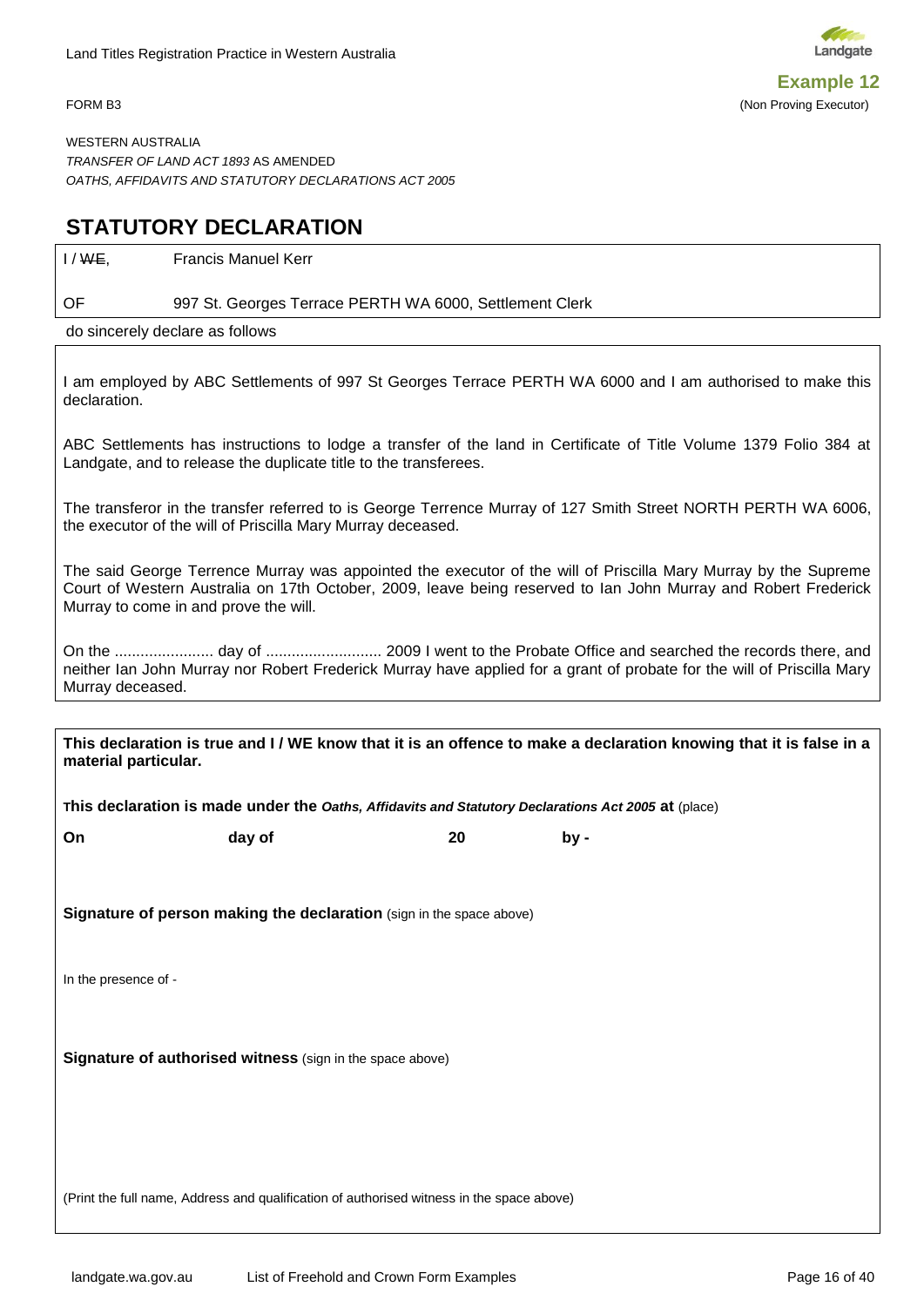**Example 12**

FORM B3 (Non Proving Executor)

WESTERN AUSTRALIA
*TRANSFER OF LAND ACT 1893* AS AMENDED
*OATHS, AFFIDAVITS AND STATUTORY DECLARATIONS ACT 2005*

## STATUTORY DECLARATION

I / ~~WE~~, Francis Manuel Kerr

OF 997 St. Georges Terrace PERTH WA 6000, Settlement Clerk

do sincerely declare as follows

I am employed by ABC Settlements of 997 St Georges Terrace PERTH WA 6000 and I am authorised to make this declaration.

ABC Settlements has instructions to lodge a transfer of the land in Certificate of Title Volume 1379 Folio 384 at Landgate, and to release the duplicate title to the transferees.

The transferor in the transfer referred to is George Terrence Murray of 127 Smith Street NORTH PERTH WA 6006, the executor of the will of Priscilla Mary Murray deceased.

The said George Terrence Murray was appointed the executor of the will of Priscilla Mary Murray by the Supreme Court of Western Australia on 17th October, 2009, leave being reserved to Ian John Murray and Robert Frederick Murray to come in and prove the will.

On the ....................... day of ........................... 2009 I went to the Probate Office and searched the records there, and neither Ian John Murray nor Robert Frederick Murray have applied for a grant of probate for the will of Priscilla Mary Murray deceased.

**This declaration is true and I / WE know that it is an offence to make a declaration knowing that it is false in a material particular.**

**This declaration is made under the *Oaths, Affidavits and Statutory Declarations Act 2005* at** (place)

**On** **day of** **20** **by -**

**Signature of person making the declaration** (sign in the space above)

In the presence of -

**Signature of authorised witness** (sign in the space above)

(Print the full name, Address and qualification of authorised witness in the space above)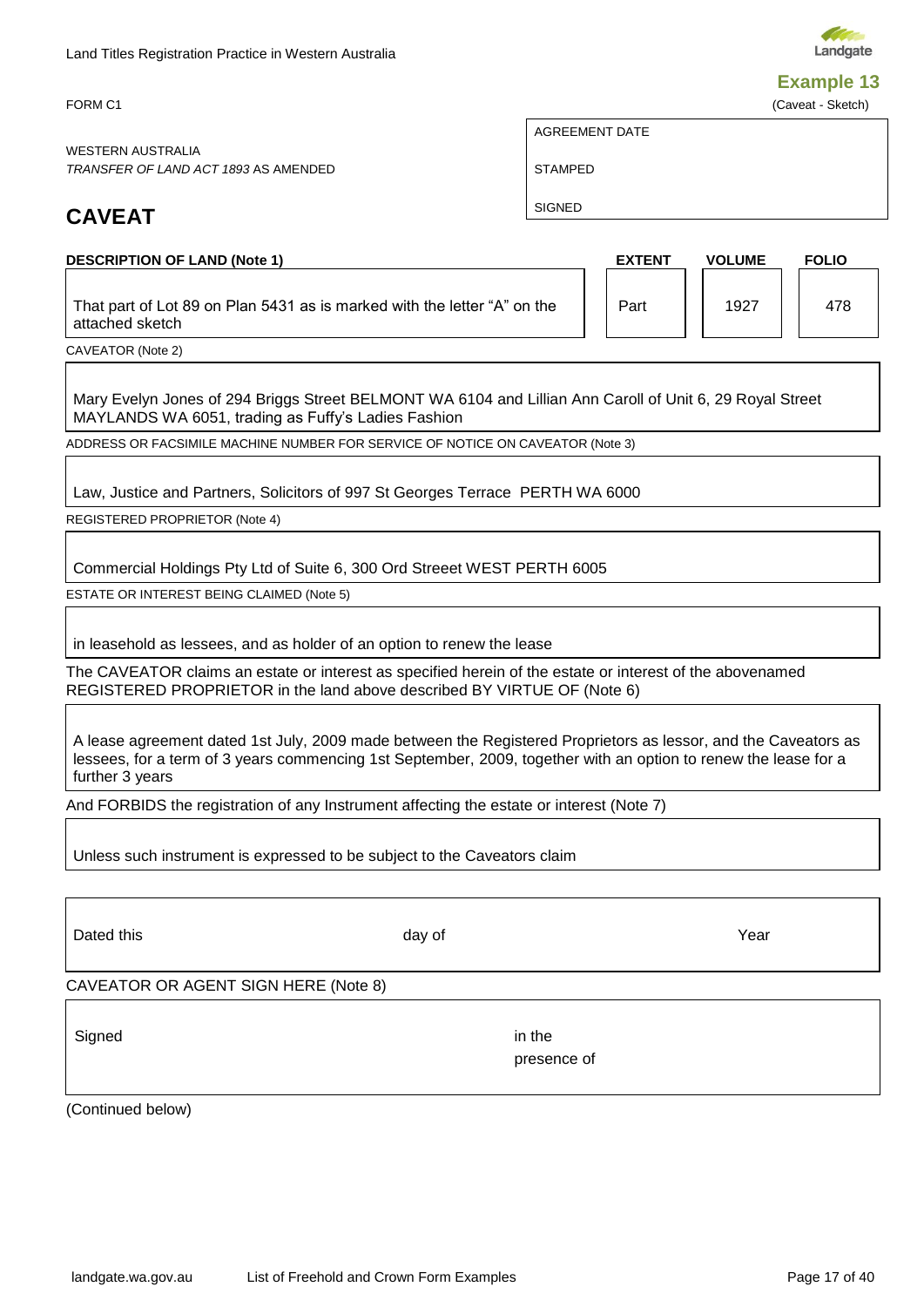**Example 13**

(Caveat - Sketch)

FORM C1

WESTERN AUSTRALIA
*TRANSFER OF LAND ACT 1893* AS AMENDED

| AGREEMENT DATE |
|---|
| STAMPED |
| SIGNED |

# CAVEAT

| DESCRIPTION OF LAND (Note 1) | EXTENT | VOLUME | FOLIO |
|---|---|---|---|
| That part of Lot 89 on Plan 5431 as is marked with the letter "A" on the attached sketch | Part | 1927 | 478 |

CAVEATOR (Note 2)

Mary Evelyn Jones of 294 Briggs Street BELMONT WA 6104 and Lillian Ann Caroll of Unit 6, 29 Royal Street MAYLANDS WA 6051, trading as Fuffy's Ladies Fashion

ADDRESS OR FACSIMILE MACHINE NUMBER FOR SERVICE OF NOTICE ON CAVEATOR (Note 3)

Law, Justice and Partners, Solicitors of 997 St Georges Terrace PERTH WA 6000

REGISTERED PROPRIETOR (Note 4)

Commercial Holdings Pty Ltd of Suite 6, 300 Ord Streeet WEST PERTH 6005

ESTATE OR INTEREST BEING CLAIMED (Note 5)

in leasehold as lessees, and as holder of an option to renew the lease

The CAVEATOR claims an estate or interest as specified herein of the estate or interest of the abovenamed REGISTERED PROPRIETOR in the land above described BY VIRTUE OF (Note 6)

A lease agreement dated 1st July, 2009 made between the Registered Proprietors as lessor, and the Caveators as lessees, for a term of 3 years commencing 1st September, 2009, together with an option to renew the lease for a further 3 years

And FORBIDS the registration of any Instrument affecting the estate or interest (Note 7)

Unless such instrument is expressed to be subject to the Caveators claim

| Dated this | day of | Year |
|---|---|---|

CAVEATOR OR AGENT SIGN HERE (Note 8)

| Signed | in the presence of |
|---|---|

(Continued below)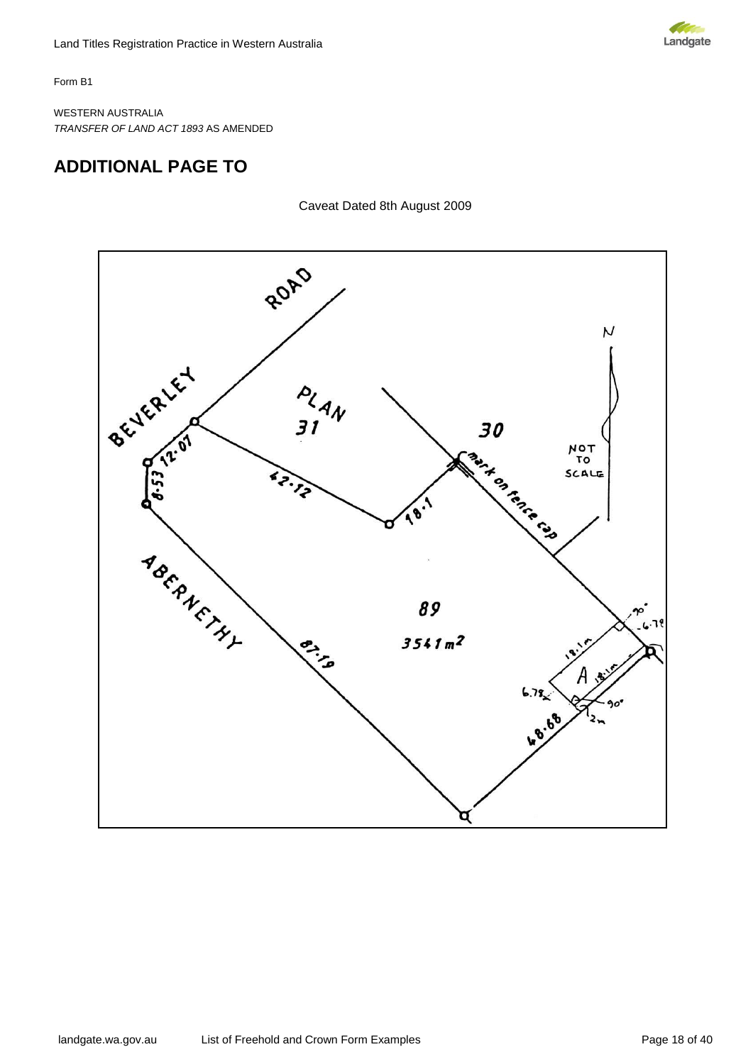Form B1

WESTERN AUSTRALIA
*TRANSFER OF LAND ACT 1893* AS AMENDED

## ADDITIONAL PAGE TO

Caveat Dated 8th August 2009

BEVERLEY ROAD

PLAN 31

30

N

NOT TO SCALE

12.07

8.53

42.12

18.1

mark on fence cap

ABERNETHY

87.19

89

3541 $m^2$

90°

6.78

18.1m

A

18.1m

6.78

90°

2m

68.68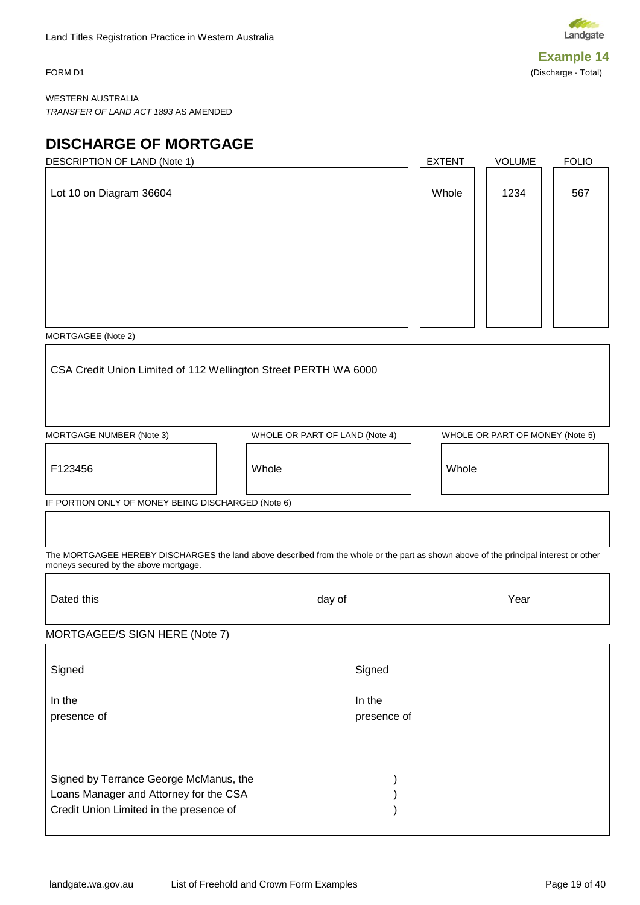**Example 14**
(Discharge - Total)

FORM D1

WESTERN AUSTRALIA
*TRANSFER OF LAND ACT 1893* AS AMENDED

# DISCHARGE OF MORTGAGE

| DESCRIPTION OF LAND (Note 1) | EXTENT | VOLUME | FOLIO |
|---|---|---|---|
| Lot 10 on Diagram 36604 | Whole | 1234 | 567 |

MORTGAGEE (Note 2)

CSA Credit Union Limited of 112 Wellington Street PERTH WA 6000

| MORTGAGE NUMBER (Note 3) | WHOLE OR PART OF LAND (Note 4) | WHOLE OR PART OF MONEY (Note 5) |
|---|---|---|
| F123456 | Whole | Whole |

IF PORTION ONLY OF MONEY BEING DISCHARGED (Note 6)

The MORTGAGEE HEREBY DISCHARGES the land above described from the whole or the part as shown above of the principal interest or other moneys secured by the above mortgage.

Dated this day of Year

MORTGAGEE/S SIGN HERE (Note 7)

| | |
|---|---|
| Signed | Signed |
| In the presence of | In the presence of |

Signed by Terrance George McManus, the Loans Manager and Attorney for the CSA Credit Union Limited in the presence of )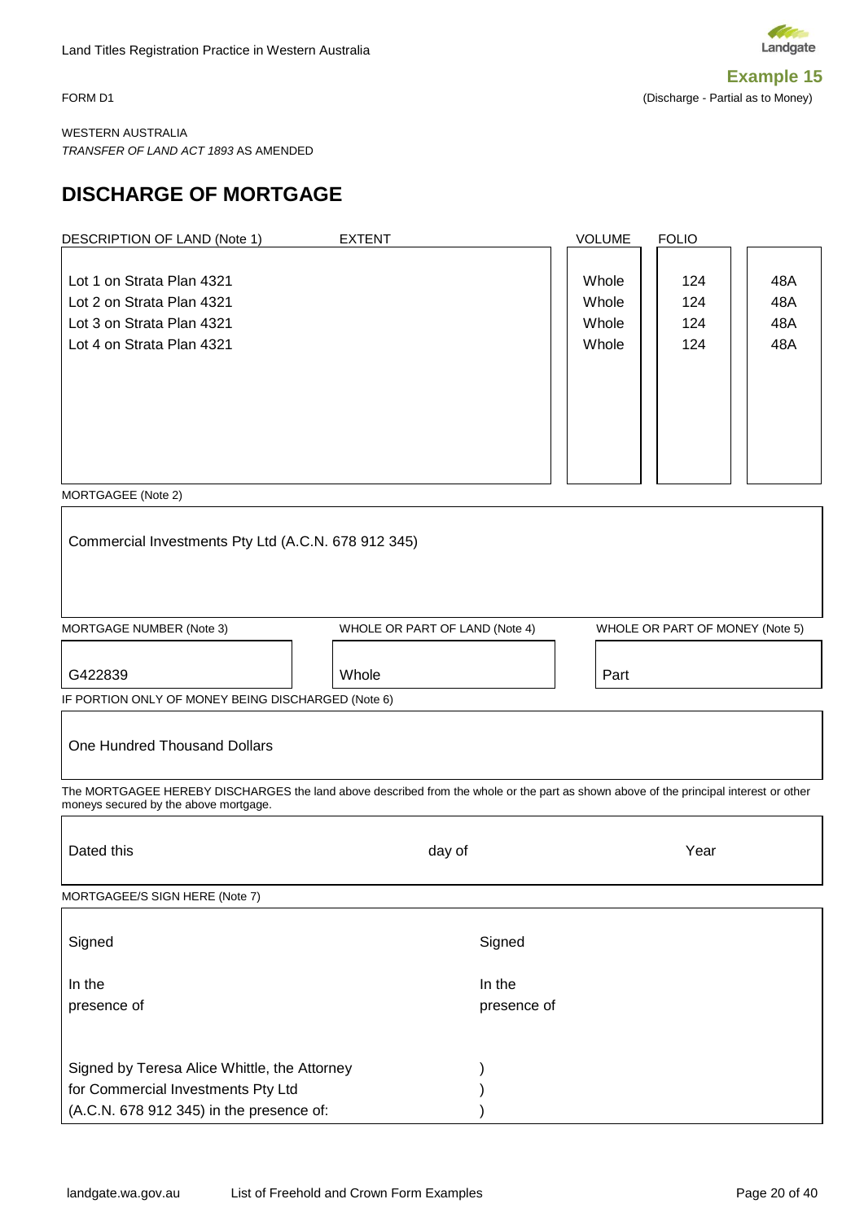**Example 15**

FORM D1

(Discharge - Partial as to Money)

WESTERN AUSTRALIA
*TRANSFER OF LAND ACT 1893* AS AMENDED

# DISCHARGE OF MORTGAGE

| DESCRIPTION OF LAND (Note 1) | EXTENT | VOLUME | FOLIO |
|---|---|---|---|
| Lot 1 on Strata Plan 4321 | Whole | 124 | 48A |
| Lot 2 on Strata Plan 4321 | Whole | 124 | 48A |
| Lot 3 on Strata Plan 4321 | Whole | 124 | 48A |
| Lot 4 on Strata Plan 4321 | Whole | 124 | 48A |

MORTGAGEE (Note 2)

Commercial Investments Pty Ltd (A.C.N. 678 912 345)

| MORTGAGE NUMBER (Note 3) | WHOLE OR PART OF LAND (Note 4) | WHOLE OR PART OF MONEY (Note 5) |
|---|---|---|
| G422839 | Whole | Part |

IF PORTION ONLY OF MONEY BEING DISCHARGED (Note 6)

One Hundred Thousand Dollars

The MORTGAGEE HEREBY DISCHARGES the land above described from the whole or the part as shown above of the principal interest or other moneys secured by the above mortgage.

Dated this day of Year

MORTGAGEE/S SIGN HERE (Note 7)

Signed

In the presence of

Signed

In the presence of

Signed by Teresa Alice Whittle, the Attorney )
for Commercial Investments Pty Ltd )
(A.C.N. 678 912 345) in the presence of: )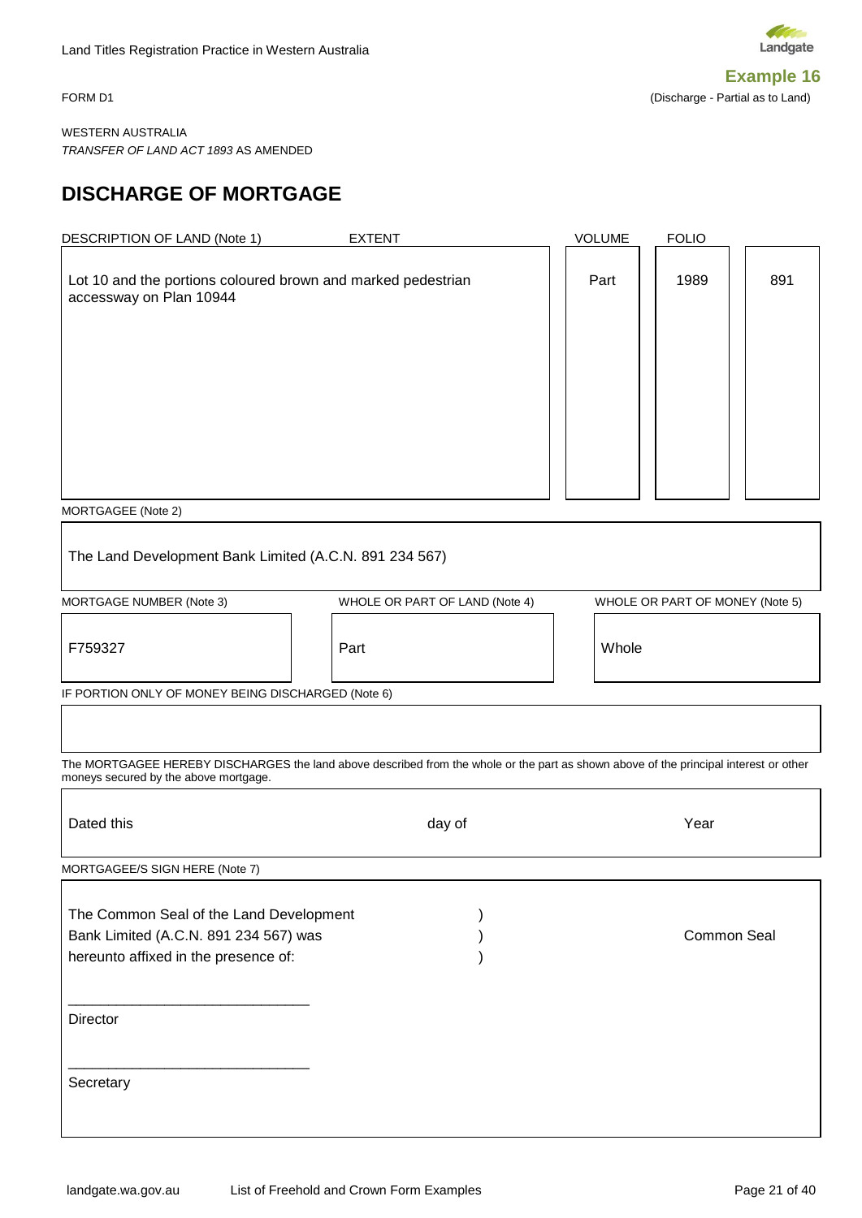**Example 16**

FORM D1

(Discharge - Partial as to Land)

WESTERN AUSTRALIA

*TRANSFER OF LAND ACT 1893* AS AMENDED

# DISCHARGE OF MORTGAGE

| DESCRIPTION OF LAND (Note 1) | EXTENT | VOLUME | FOLIO |
|---|---|---|---|
| Lot 10 and the portions coloured brown and marked pedestrian accessway on Plan 10944 | Part | 1989 | 891 |

MORTGAGEE (Note 2)

The Land Development Bank Limited (A.C.N. 891 234 567)

| MORTGAGE NUMBER (Note 3) | WHOLE OR PART OF LAND (Note 4) | WHOLE OR PART OF MONEY (Note 5) |
|---|---|---|
| F759327 | Part | Whole |

IF PORTION ONLY OF MONEY BEING DISCHARGED (Note 6)

The MORTGAGEE HEREBY DISCHARGES the land above described from the whole or the part as shown above of the principal interest or other moneys secured by the above mortgage.

Dated this day of Year

MORTGAGEE/S SIGN HERE (Note 7)

The Common Seal of the Land Development )
Bank Limited (A.C.N. 891 234 567) was )
hereunto affixed in the presence of: )

Common Seal

\_\_\_\_\_\_\_\_\_\_\_\_\_\_\_\_\_\_\_\_\_\_\_\_\_\_\_\_\_\_

Director

\_\_\_\_\_\_\_\_\_\_\_\_\_\_\_\_\_\_\_\_\_\_\_\_\_\_\_\_\_\_

Secretary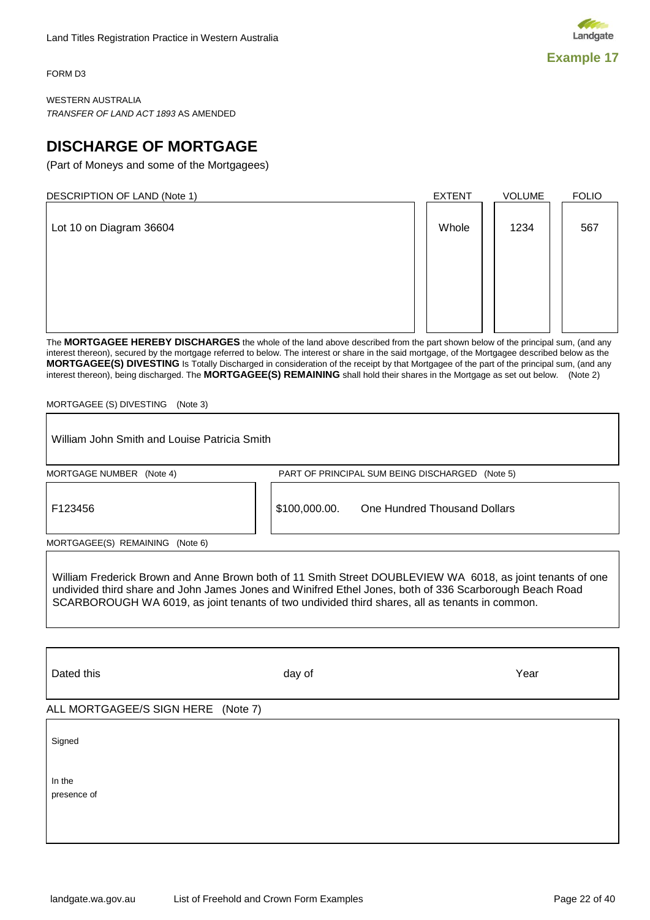**Example 17**

FORM D3

WESTERN AUSTRALIA
*TRANSFER OF LAND ACT 1893* AS AMENDED

# DISCHARGE OF MORTGAGE

(Part of Moneys and some of the Mortgagees)

| DESCRIPTION OF LAND (Note 1) | EXTENT | VOLUME | FOLIO |
|---|---|---|---|
| Lot 10 on Diagram 36604 | Whole | 1234 | 567 |

The **MORTGAGEE HEREBY DISCHARGES** the whole of the land above described from the part shown below of the principal sum, (and any interest thereon), secured by the mortgage referred to below. The interest or share in the said mortgage, of the Mortgagee described below as the **MORTGAGEE(S) DIVESTING** Is Totally Discharged in consideration of the receipt by that Mortgagee of the part of the principal sum, (and any interest thereon), being discharged. The **MORTGAGEE(S) REMAINING** shall hold their shares in the Mortgage as set out below. (Note 2)

MORTGAGEE (S) DIVESTING (Note 3)

William John Smith and Louise Patricia Smith

| MORTGAGE NUMBER (Note 4) | PART OF PRINCIPAL SUM BEING DISCHARGED (Note 5) |
|---|---|
| F123456 | $100,000.00. One Hundred Thousand Dollars |

MORTGAGEE(S) REMAINING (Note 6)

William Frederick Brown and Anne Brown both of 11 Smith Street DOUBLEVIEW WA 6018, as joint tenants of one undivided third share and John James Jones and Winifred Ethel Jones, both of 336 Scarborough Beach Road SCARBOROUGH WA 6019, as joint tenants of two undivided third shares, all as tenants in common.

Dated this day of Year

ALL MORTGAGEE/S SIGN HERE (Note 7)

Signed

In the presence of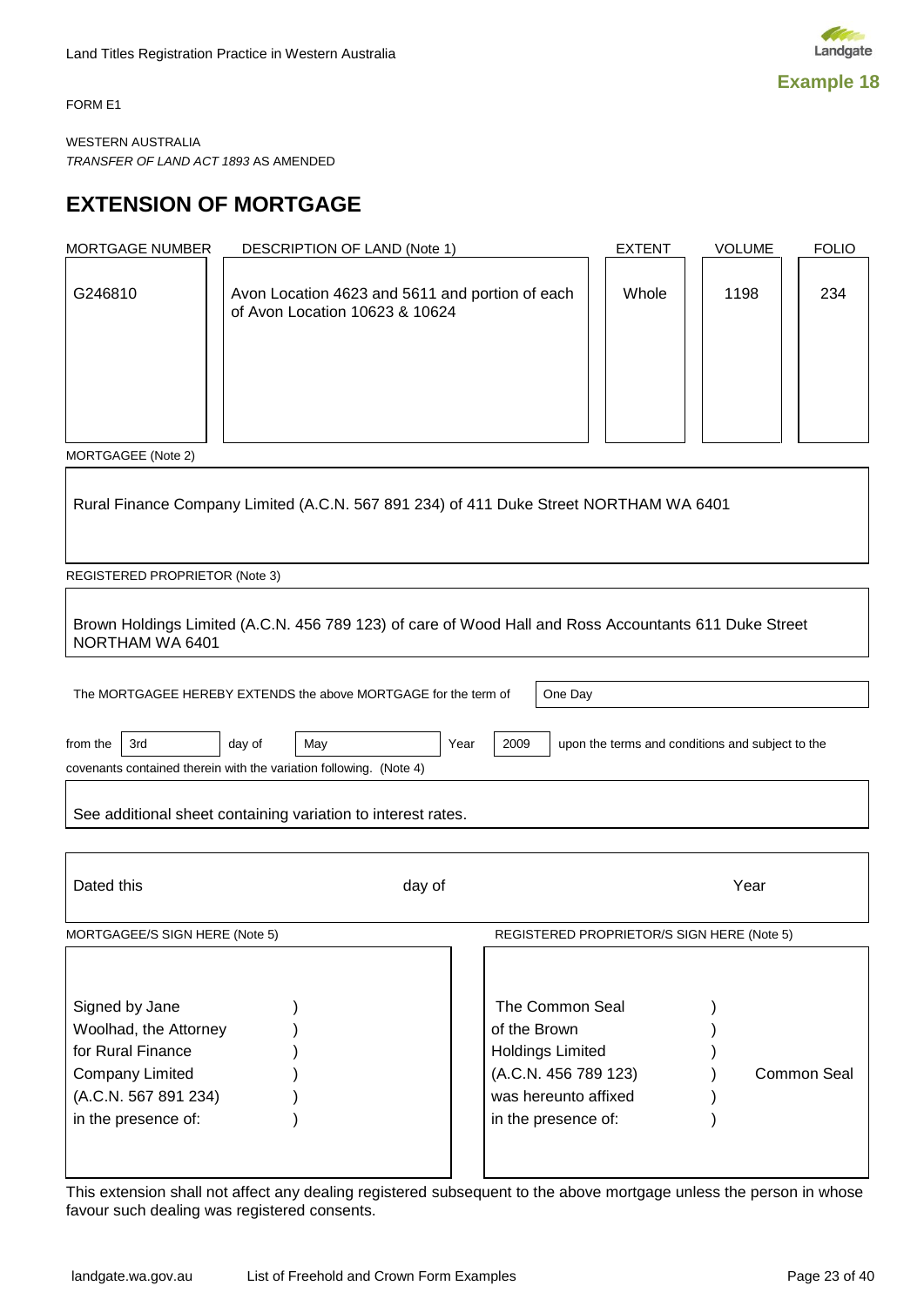**Example 18**

FORM E1

WESTERN AUSTRALIA
*TRANSFER OF LAND ACT 1893* AS AMENDED

# EXTENSION OF MORTGAGE

| MORTGAGE NUMBER | DESCRIPTION OF LAND (Note 1) | EXTENT | VOLUME | FOLIO |
|---|---|---|---|---|
| G246810 | Avon Location 4623 and 5611 and portion of each of Avon Location 10623 & 10624 | Whole | 1198 | 234 |

MORTGAGEE (Note 2)

Rural Finance Company Limited (A.C.N. 567 891 234) of 411 Duke Street NORTHAM WA 6401

REGISTERED PROPRIETOR (Note 3)

Brown Holdings Limited (A.C.N. 456 789 123) of care of Wood Hall and Ross Accountants 611 Duke Street NORTHAM WA 6401

The MORTGAGEE HEREBY EXTENDS the above MORTGAGE for the term of One Day

from the 3rd day of May Year 2009 upon the terms and conditions and subject to the covenants contained therein with the variation following. (Note 4)

See additional sheet containing variation to interest rates.

Dated this ____ day of ____ Year ____

| MORTGAGEE/S SIGN HERE (Note 5) | REGISTERED PROPRIETOR/S SIGN HERE (Note 5) |
|---|---|
| Signed by Jane Woolhad, the Attorney for Rural Finance Company Limited (A.C.N. 567 891 234) in the presence of: ) | The Common Seal of the Brown Holdings Limited (A.C.N. 456 789 123) was hereunto affixed in the presence of: ) Common Seal |

This extension shall not affect any dealing registered subsequent to the above mortgage unless the person in whose favour such dealing was registered consents.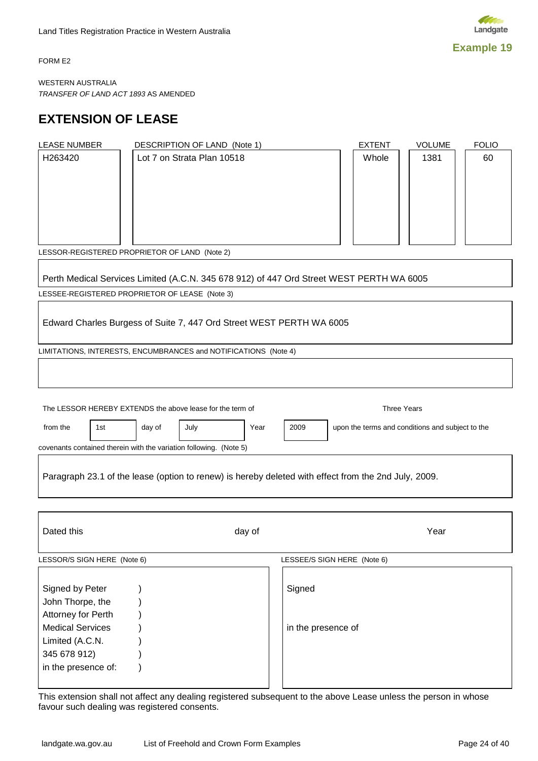**Example 19**

FORM E2

WESTERN AUSTRALIA
*TRANSFER OF LAND ACT 1893* AS AMENDED

# EXTENSION OF LEASE

| LEASE NUMBER | DESCRIPTION OF LAND (Note 1) | EXTENT | VOLUME | FOLIO |
| --- | --- | --- | --- | --- |
| H263420 | Lot 7 on Strata Plan 10518 | Whole | 1381 | 60 |

LESSOR-REGISTERED PROPRIETOR OF LAND (Note 2)

Perth Medical Services Limited (A.C.N. 345 678 912) of 447 Ord Street WEST PERTH WA 6005

LESSEE-REGISTERED PROPRIETOR OF LEASE (Note 3)

Edward Charles Burgess of Suite 7, 447 Ord Street WEST PERTH WA 6005

LIMITATIONS, INTERESTS, ENCUMBRANCES and NOTIFICATIONS (Note 4)

The LESSOR HEREBY EXTENDS the above lease for the term of Three Years

from the 1st day of July Year 2009 upon the terms and conditions and subject to the covenants contained therein with the variation following. (Note 5)

Paragraph 23.1 of the lease (option to renew) is hereby deleted with effect from the 2nd July, 2009.

Dated this day of Year

| LESSOR/S SIGN HERE (Note 6) | LESSEE/S SIGN HERE (Note 6) |
| --- | --- |
| Signed by Peter John Thorpe, the Attorney for Perth Medical Services Limited (A.C.N. 345 678 912) in the presence of: ) | Signed<br><br>in the presence of |

This extension shall not affect any dealing registered subsequent to the above Lease unless the person in whose favour such dealing was registered consents.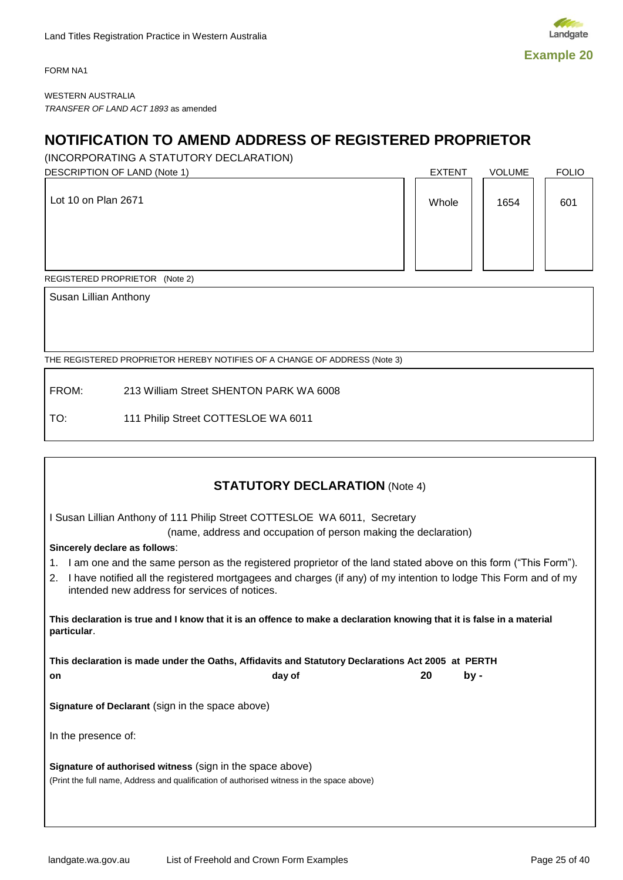Example 20

FORM NA1

WESTERN AUSTRALIA
*TRANSFER OF LAND ACT 1893* as amended

# NOTIFICATION TO AMEND ADDRESS OF REGISTERED PROPRIETOR

(INCORPORATING A STATUTORY DECLARATION)

| DESCRIPTION OF LAND (Note 1) | EXTENT | VOLUME | FOLIO |
|---|---|---|---|
| Lot 10 on Plan 2671 | Whole | 1654 | 601 |

REGISTERED PROPRIETOR (Note 2)

Susan Lillian Anthony

THE REGISTERED PROPRIETOR HEREBY NOTIFIES OF A CHANGE OF ADDRESS (Note 3)

FROM: 213 William Street SHENTON PARK WA 6008

TO: 111 Philip Street COTTESLOE WA 6011

## STATUTORY DECLARATION (Note 4)

I Susan Lillian Anthony of 111 Philip Street COTTESLOE WA 6011, Secretary
(name, address and occupation of person making the declaration)

**Sincerely declare as follows**:

1. I am one and the same person as the registered proprietor of the land stated above on this form ("This Form").
2. I have notified all the registered mortgagees and charges (if any) of my intention to lodge This Form and of my intended new address for services of notices.

**This declaration is true and I know that it is an offence to make a declaration knowing that it is false in a material particular**.

**This declaration is made under the Oaths, Affidavits and Statutory Declarations Act 2005 at PERTH**
**on day of 20 by -**

**Signature of Declarant** (sign in the space above)

In the presence of:

**Signature of authorised witness** (sign in the space above)
(Print the full name, Address and qualification of authorised witness in the space above)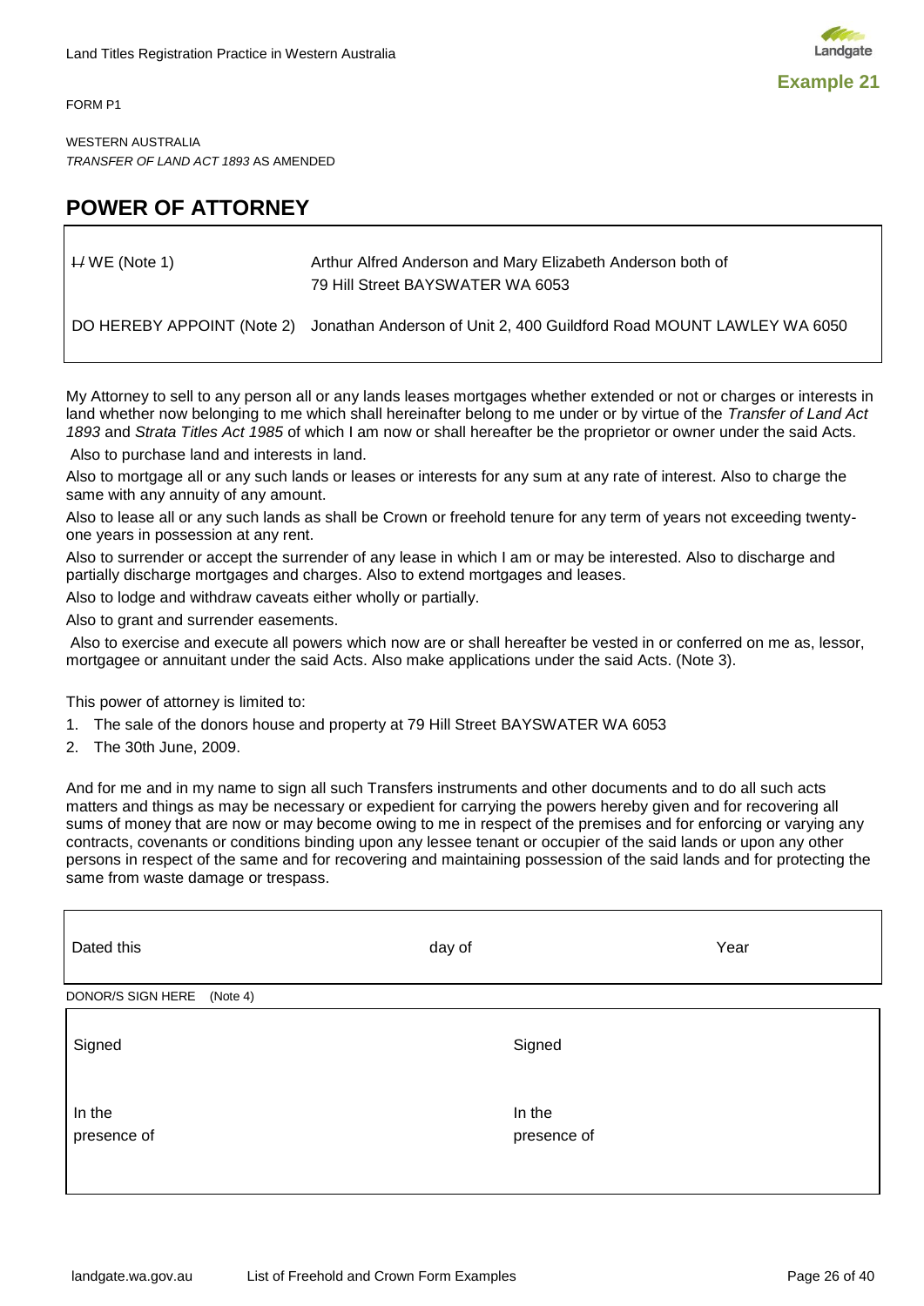**Example 21**

FORM P1

WESTERN AUSTRALIA
*TRANSFER OF LAND ACT 1893* AS AMENDED

# POWER OF ATTORNEY

| | |
|---|---|
| ~~I/~~ WE (Note 1) | Arthur Alfred Anderson and Mary Elizabeth Anderson both of 79 Hill Street BAYSWATER WA 6053 |
| DO HEREBY APPOINT (Note 2) | Jonathan Anderson of Unit 2, 400 Guildford Road MOUNT LAWLEY WA 6050 |

My Attorney to sell to any person all or any lands leases mortgages whether extended or not or charges or interests in land whether now belonging to me which shall hereinafter belong to me under or by virtue of the *Transfer of Land Act 1893* and *Strata Titles Act 1985* of which I am now or shall hereafter be the proprietor or owner under the said Acts.

Also to purchase land and interests in land.

Also to mortgage all or any such lands or leases or interests for any sum at any rate of interest. Also to charge the same with any annuity of any amount.

Also to lease all or any such lands as shall be Crown or freehold tenure for any term of years not exceeding twenty-one years in possession at any rent.

Also to surrender or accept the surrender of any lease in which I am or may be interested. Also to discharge and partially discharge mortgages and charges. Also to extend mortgages and leases.

Also to lodge and withdraw caveats either wholly or partially.

Also to grant and surrender easements.

Also to exercise and execute all powers which now are or shall hereafter be vested in or conferred on me as, lessor, mortgagee or annuitant under the said Acts. Also make applications under the said Acts. (Note 3).

This power of attorney is limited to:

1. The sale of the donors house and property at 79 Hill Street BAYSWATER WA 6053
2. The 30th June, 2009.

And for me and in my name to sign all such Transfers instruments and other documents and to do all such acts matters and things as may be necessary or expedient for carrying the powers hereby given and for recovering all sums of money that are now or may become owing to me in respect of the premises and for enforcing or varying any contracts, covenants or conditions binding upon any lessee tenant or occupier of the said lands or upon any other persons in respect of the same and for recovering and maintaining possession of the said lands and for protecting the same from waste damage or trespass.

| Dated this | day of | Year |
|---|---|---|

DONOR/S SIGN HERE (Note 4)

| | |
|---|---|
| Signed | Signed |
| In the presence of | In the presence of |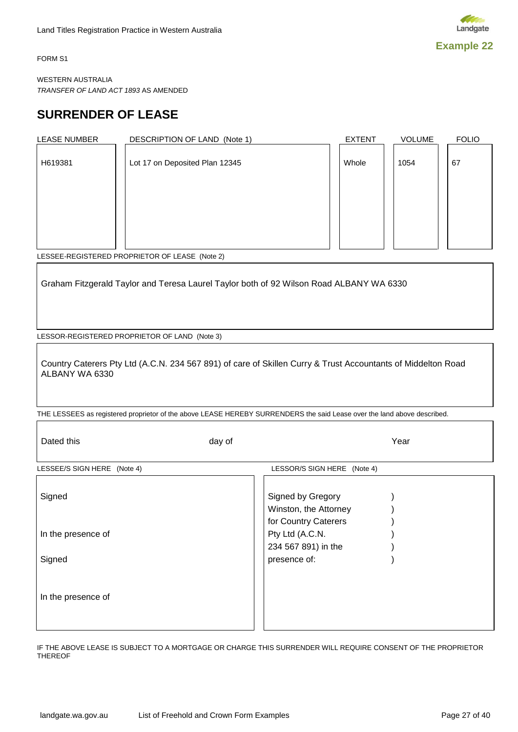**Example 22**

FORM S1

WESTERN AUSTRALIA
*TRANSFER OF LAND ACT 1893* AS AMENDED

# SURRENDER OF LEASE

| LEASE NUMBER | DESCRIPTION OF LAND (Note 1) | EXTENT | VOLUME | FOLIO |
|---|---|---|---|---|
| H619381 | Lot 17 on Deposited Plan 12345 | Whole | 1054 | 67 |

LESSEE-REGISTERED PROPRIETOR OF LEASE (Note 2)

Graham Fitzgerald Taylor and Teresa Laurel Taylor both of 92 Wilson Road ALBANY WA 6330

LESSOR-REGISTERED PROPRIETOR OF LAND (Note 3)

Country Caterers Pty Ltd (A.C.N. 234 567 891) of care of Skillen Curry & Trust Accountants of Middelton Road ALBANY WA 6330

THE LESSEES as registered proprietor of the above LEASE HEREBY SURRENDERS the said Lease over the land above described.

Dated this day of Year

| LESSEE/S SIGN HERE (Note 4) | LESSOR/S SIGN HERE (Note 4) |
|---|---|
| Signed<br><br>In the presence of<br><br>Signed<br><br>In the presence of | Signed by Gregory )<br>Winston, the Attorney )<br>for Country Caterers )<br>Pty Ltd (A.C.N. )<br>234 567 891) in the )<br>presence of: ) |

IF THE ABOVE LEASE IS SUBJECT TO A MORTGAGE OR CHARGE THIS SURRENDER WILL REQUIRE CONSENT OF THE PROPRIETOR THEREOF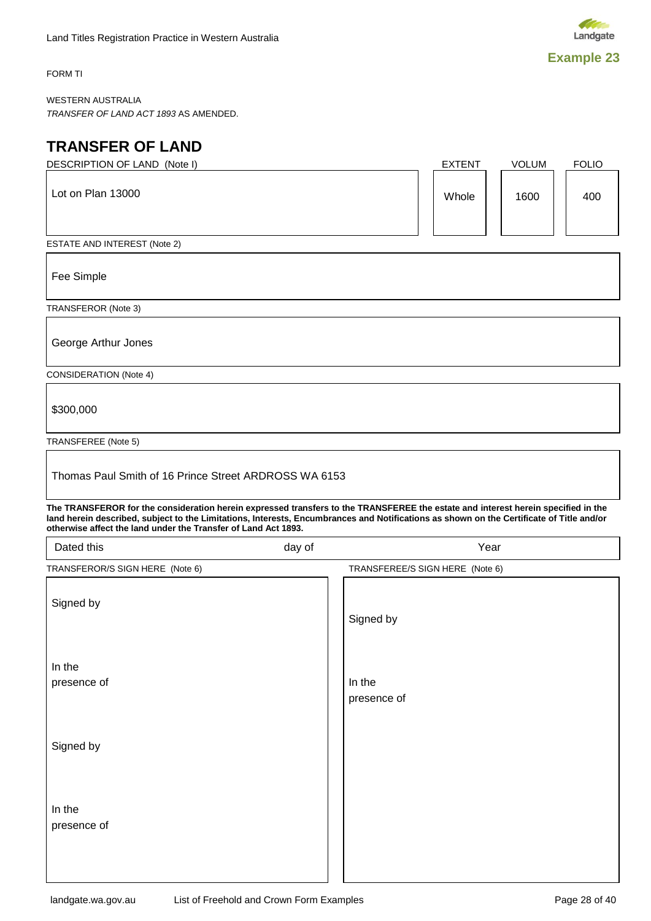Example 23

FORM TI

WESTERN AUSTRALIA
*TRANSFER OF LAND ACT 1893* AS AMENDED.

# TRANSFER OF LAND

| DESCRIPTION OF LAND (Note I) | EXTENT | VOLUM | FOLIO |
|---|---|---|---|
| Lot on Plan 13000 | Whole | 1600 | 400 |

ESTATE AND INTEREST (Note 2)

Fee Simple

TRANSFEROR (Note 3)

George Arthur Jones

CONSIDERATION (Note 4)

$300,000

TRANSFEREE (Note 5)

Thomas Paul Smith of 16 Prince Street ARDROSS WA 6153

**The TRANSFEROR for the consideration herein expressed transfers to the TRANSFEREE the estate and interest herein specified in the land herein described, subject to the Limitations, Interests, Encumbrances and Notifications as shown on the Certificate of Title and/or otherwise affect the land under the Transfer of Land Act 1893.**

| Dated this | day of | Year |
|---|---|---|

| TRANSFEROR/S SIGN HERE (Note 6) | TRANSFEREE/S SIGN HERE (Note 6) |
|---|---|
| Signed by | Signed by |
| In the presence of | In the presence of |
| Signed by | |
| In the presence of | |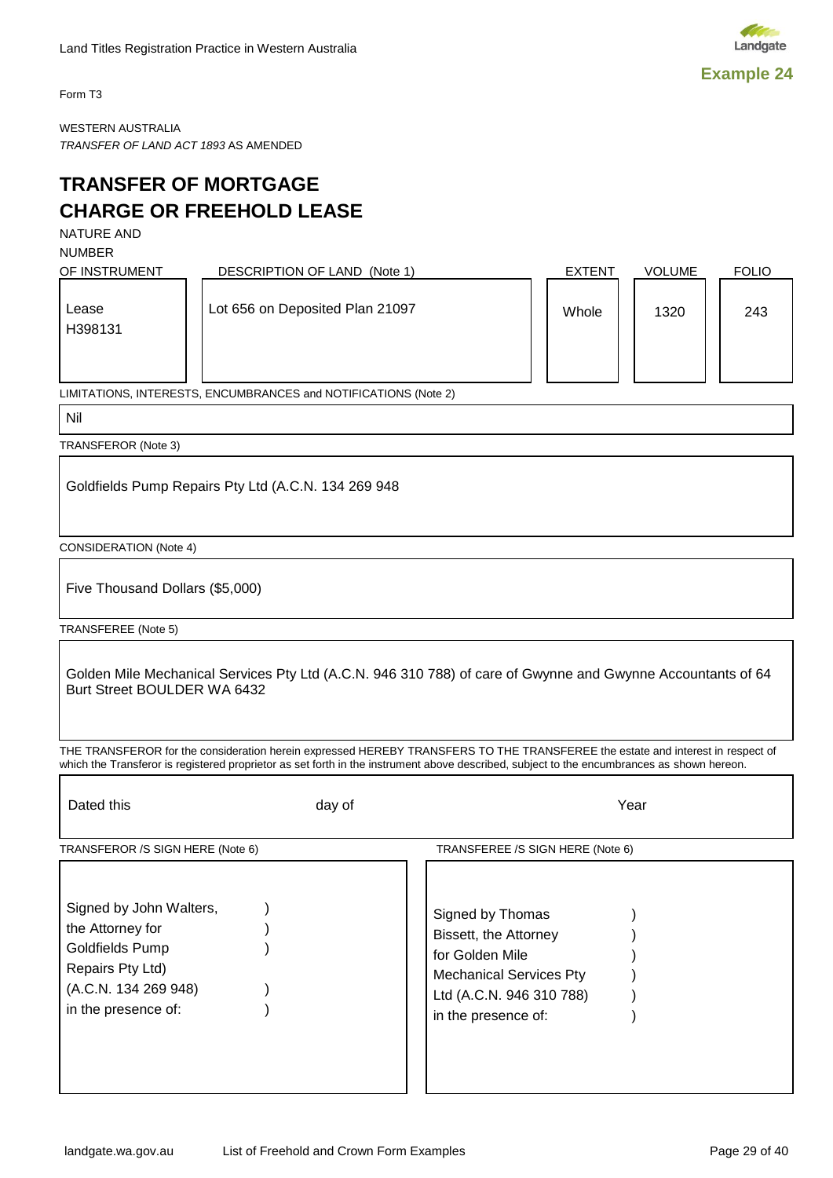**Example 24**

Form T3

WESTERN AUSTRALIA
*TRANSFER OF LAND ACT 1893* AS AMENDED

# TRANSFER OF MORTGAGE CHARGE OR FREEHOLD LEASE

| NATURE AND NUMBER OF INSTRUMENT | DESCRIPTION OF LAND (Note 1) | EXTENT | VOLUME | FOLIO |
|---|---|---|---|---|
| Lease H398131 | Lot 656 on Deposited Plan 21097 | Whole | 1320 | 243 |

LIMITATIONS, INTERESTS, ENCUMBRANCES and NOTIFICATIONS (Note 2)

Nil

TRANSFEROR (Note 3)

Goldfields Pump Repairs Pty Ltd (A.C.N. 134 269 948

CONSIDERATION (Note 4)

Five Thousand Dollars ($5,000)

TRANSFEREE (Note 5)

Golden Mile Mechanical Services Pty Ltd (A.C.N. 946 310 788) of care of Gwynne and Gwynne Accountants of 64 Burt Street BOULDER WA 6432

THE TRANSFEROR for the consideration herein expressed HEREBY TRANSFERS TO THE TRANSFEREE the estate and interest in respect of which the Transferor is registered proprietor as set forth in the instrument above described, subject to the encumbrances as shown hereon.

Dated this day of Year

| TRANSFEROR /S SIGN HERE (Note 6) | TRANSFEREE /S SIGN HERE (Note 6) |
|---|---|
| Signed by John Walters, the Attorney for Goldfields Pump Repairs Pty Ltd) (A.C.N. 134 269 948) in the presence of: | Signed by Thomas Bissett, the Attorney for Golden Mile Mechanical Services Pty Ltd (A.C.N. 946 310 788) in the presence of: |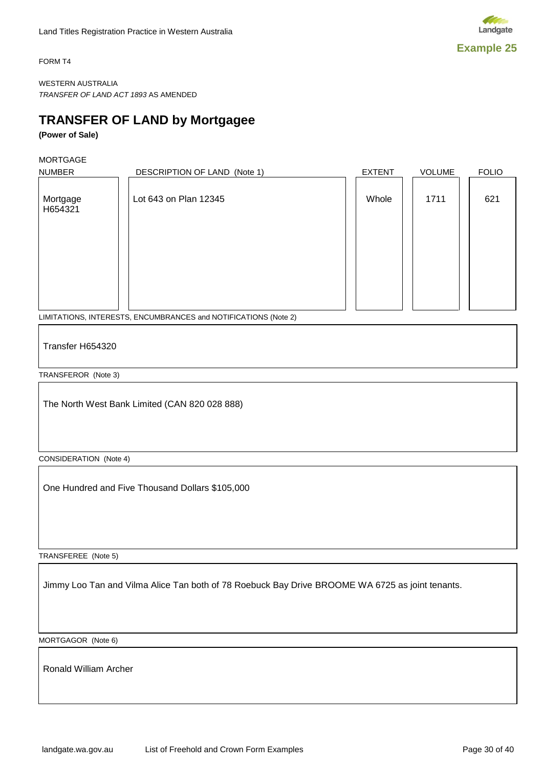**Example 25**

FORM T4

WESTERN AUSTRALIA
*TRANSFER OF LAND ACT 1893* AS AMENDED

# TRANSFER OF LAND by Mortgagee

**(Power of Sale)**

| MORTGAGE NUMBER | DESCRIPTION OF LAND (Note 1) | EXTENT | VOLUME | FOLIO |
|---|---|---|---|---|
| Mortgage H654321 | Lot 643 on Plan 12345 | Whole | 1711 | 621 |

LIMITATIONS, INTERESTS, ENCUMBRANCES and NOTIFICATIONS (Note 2)

Transfer H654320

TRANSFEROR (Note 3)

The North West Bank Limited (CAN 820 028 888)

CONSIDERATION (Note 4)

One Hundred and Five Thousand Dollars $105,000

TRANSFEREE (Note 5)

Jimmy Loo Tan and Vilma Alice Tan both of 78 Roebuck Bay Drive BROOME WA 6725 as joint tenants.

MORTGAGOR (Note 6)

Ronald William Archer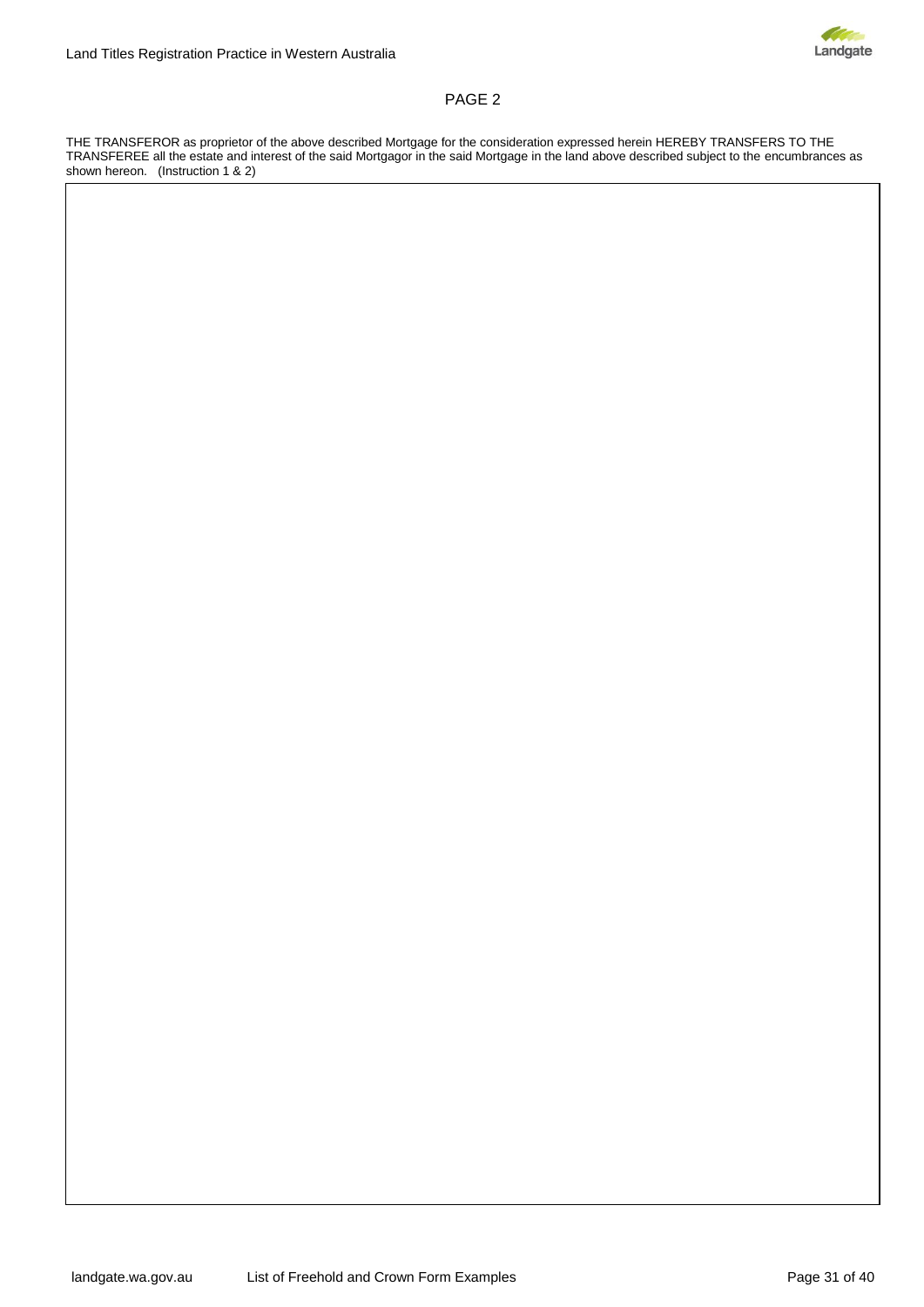PAGE 2

THE TRANSFEROR as proprietor of the above described Mortgage for the consideration expressed herein HEREBY TRANSFERS TO THE TRANSFEREE all the estate and interest of the said Mortgagor in the said Mortgage in the land above described subject to the encumbrances as shown hereon. (Instruction 1 & 2)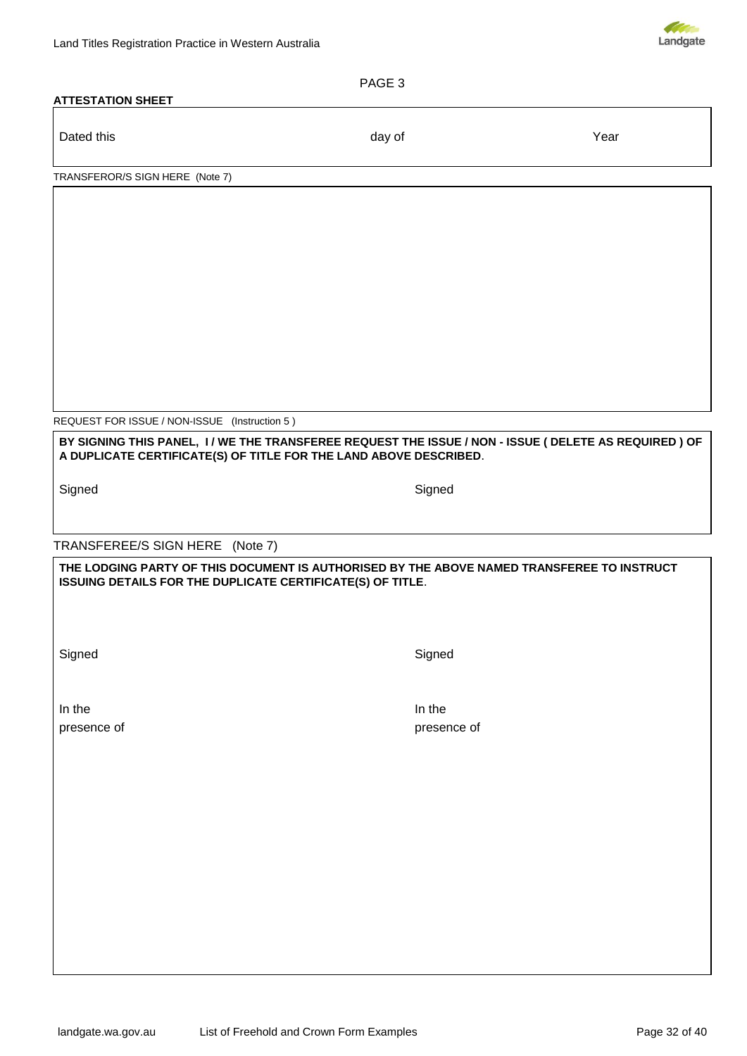PAGE 3

**ATTESTATION SHEET**

| Dated this | day of | Year |
|---|---|---|

TRANSFEROR/S SIGN HERE (Note 7)

REQUEST FOR ISSUE / NON-ISSUE (Instruction 5 )

**BY SIGNING THIS PANEL, I / WE THE TRANSFEREE REQUEST THE ISSUE / NON - ISSUE ( DELETE AS REQUIRED ) OF A DUPLICATE CERTIFICATE(S) OF TITLE FOR THE LAND ABOVE DESCRIBED**.

| Signed | Signed |
|---|---|

TRANSFEREE/S SIGN HERE (Note 7)

**THE LODGING PARTY OF THIS DOCUMENT IS AUTHORISED BY THE ABOVE NAMED TRANSFEREE TO INSTRUCT ISSUING DETAILS FOR THE DUPLICATE CERTIFICATE(S) OF TITLE**.

| Signed | Signed |
|---|---|
| In the presence of | In the presence of |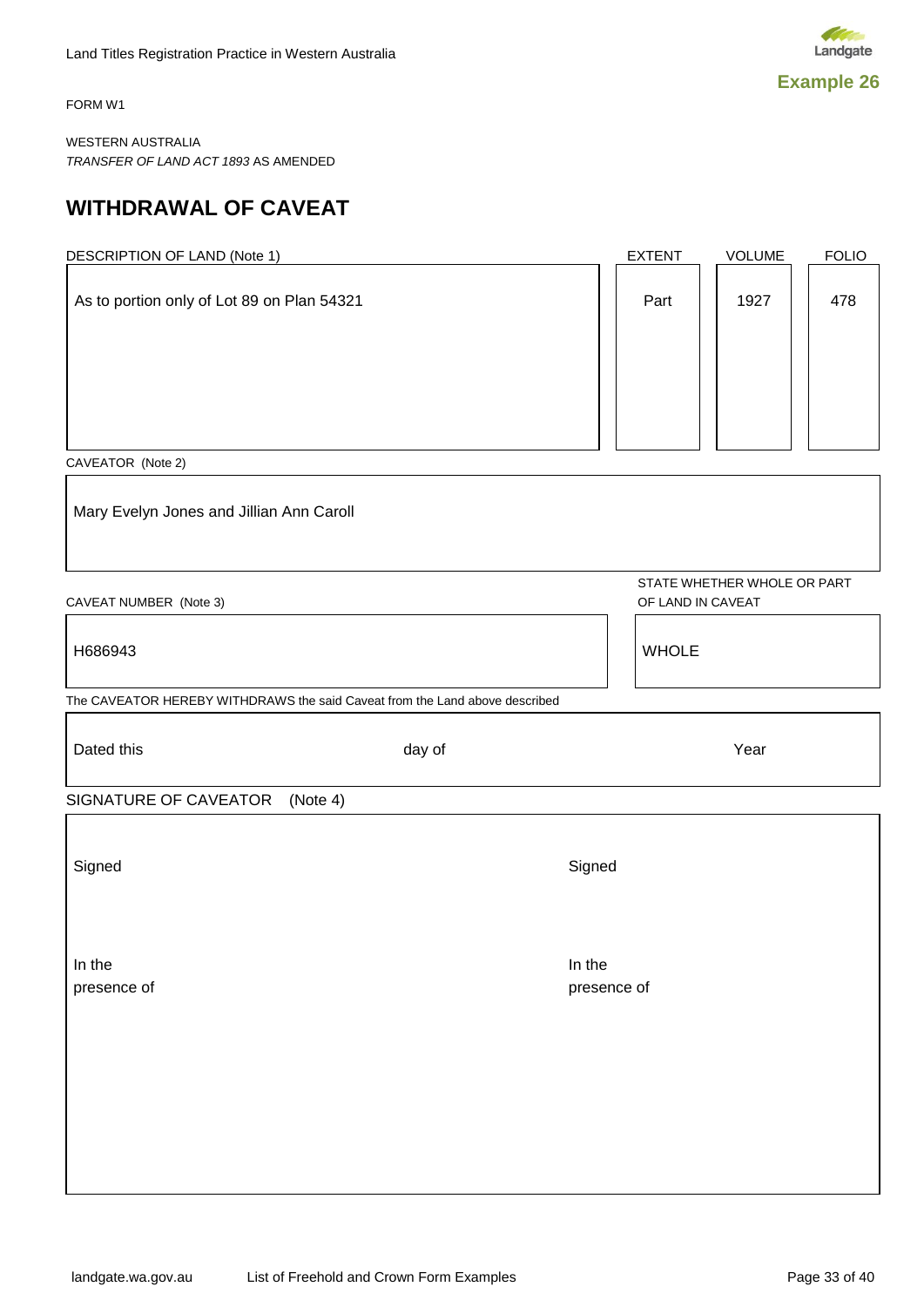Example 26

FORM W1

WESTERN AUSTRALIA
*TRANSFER OF LAND ACT 1893* AS AMENDED

# WITHDRAWAL OF CAVEAT

| DESCRIPTION OF LAND (Note 1) | EXTENT | VOLUME | FOLIO |
|---|---|---|---|
| As to portion only of Lot 89 on Plan 54321 | Part | 1927 | 478 |

CAVEATOR (Note 2)

Mary Evelyn Jones and Jillian Ann Caroll

| CAVEAT NUMBER (Note 3) | STATE WHETHER WHOLE OR PART OF LAND IN CAVEAT |
|---|---|
| H686943 | WHOLE |

The CAVEATOR HEREBY WITHDRAWS the said Caveat from the Land above described

Dated this day of Year

SIGNATURE OF CAVEATOR (Note 4)

| | |
|---|---|
| Signed | Signed |
| In the presence of | In the presence of |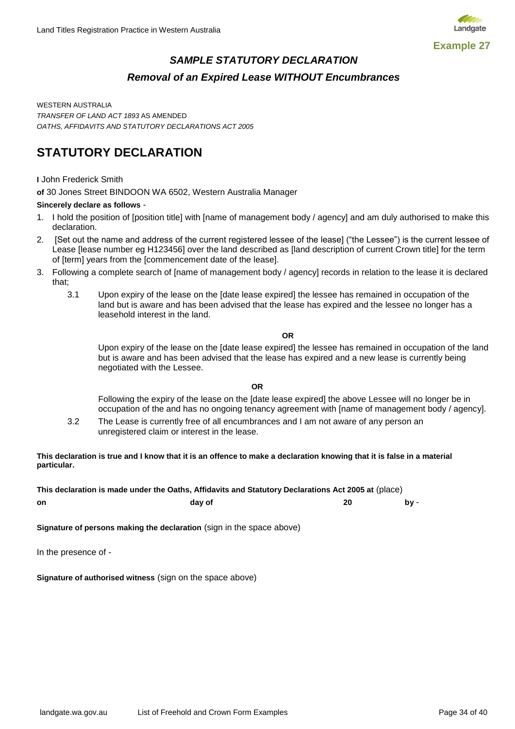**Example 27**

## *SAMPLE STATUTORY DECLARATION*

### *Removal of an Expired Lease WITHOUT Encumbrances*

WESTERN AUSTRALIA
*TRANSFER OF LAND ACT 1893* AS AMENDED
*OATHS, AFFIDAVITS AND STATUTORY DECLARATIONS ACT 2005*

# STATUTORY DECLARATION

**I** John Frederick Smith

**of** 30 Jones Street BINDOON WA 6502, Western Australia Manager

**Sincerely declare as follows** -

1. I hold the position of [position title] with [name of management body / agency] and am duly authorised to make this declaration.
2. [Set out the name and address of the current registered lessee of the lease] ("the Lessee") is the current lessee of Lease [lease number eg H123456] over the land described as [land description of current Crown title] for the term of [term] years from the [commencement date of the lease].
3. Following a complete search of [name of management body / agency] records in relation to the lease it is declared that;

   3.1 Upon expiry of the lease on the [date lease expired] the lessee has remained in occupation of the land but is aware and has been advised that the lease has expired and the lessee no longer has a leasehold interest in the land.

   **OR**

   Upon expiry of the lease on the [date lease expired] the lessee has remained in occupation of the land but is aware and has been advised that the lease has expired and a new lease is currently being negotiated with the Lessee.

   **OR**

   Following the expiry of the lease on the [date lease expired] the above Lessee will no longer be in occupation of the and has no ongoing tenancy agreement with [name of management body / agency].

   3.2 The Lease is currently free of all encumbrances and I am not aware of any person an unregistered claim or interest in the lease.

**This declaration is true and I know that it is an offence to make a declaration knowing that it is false in a material particular.**

**This declaration is made under the Oaths, Affidavits and Statutory Declarations Act 2005 at** (place)

**on** **day of** **20** **by** -

**Signature of persons making the declaration** (sign in the space above)

In the presence of -

**Signature of authorised witness** (sign on the space above)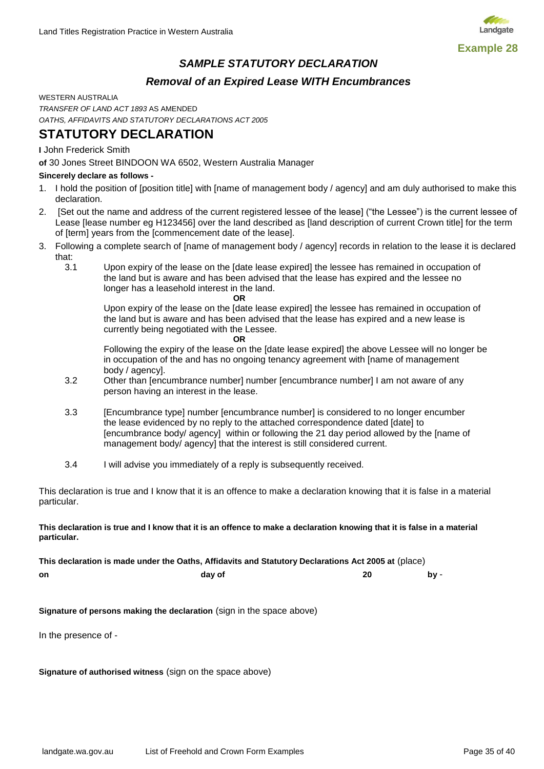**Example 28**

## *SAMPLE STATUTORY DECLARATION*

### *Removal of an Expired Lease WITH Encumbrances*

WESTERN AUSTRALIA

*TRANSFER OF LAND ACT 1893* AS AMENDED

*OATHS, AFFIDAVITS AND STATUTORY DECLARATIONS ACT 2005*

# STATUTORY DECLARATION

**I** John Frederick Smith

**of** 30 Jones Street BINDOON WA 6502, Western Australia Manager

**Sincerely declare as follows -**

1. I hold the position of [position title] with [name of management body / agency] and am duly authorised to make this declaration.
2. [Set out the name and address of the current registered lessee of the lease] ("the Lessee") is the current lessee of Lease [lease number eg H123456] over the land described as [land description of current Crown title] for the term of [term] years from the [commencement date of the lease].
3. Following a complete search of [name of management body / agency] records in relation to the lease it is declared that:

   3.1 Upon expiry of the lease on the [date lease expired] the lessee has remained in occupation of the land but is aware and has been advised that the lease has expired and the lessee no longer has a leasehold interest in the land.

   **OR**

   Upon expiry of the lease on the [date lease expired] the lessee has remained in occupation of the land but is aware and has been advised that the lease has expired and a new lease is currently being negotiated with the Lessee.

   **OR**

   Following the expiry of the lease on the [date lease expired] the above Lessee will no longer be in occupation of the and has no ongoing tenancy agreement with [name of management body / agency].

   3.2 Other than [encumbrance number] number [encumbrance number] I am not aware of any person having an interest in the lease.

   3.3 [Encumbrance type] number [encumbrance number] is considered to no longer encumber the lease evidenced by no reply to the attached correspondence dated [date] to [encumbrance body/ agency] within or following the 21 day period allowed by the [name of management body/ agency] that the interest is still considered current.

   3.4 I will advise you immediately of a reply is subsequently received.

This declaration is true and I know that it is an offence to make a declaration knowing that it is false in a material particular.

**This declaration is true and I know that it is an offence to make a declaration knowing that it is false in a material particular.**

**This declaration is made under the Oaths, Affidavits and Statutory Declarations Act 2005 at** (place)

**on** &nbsp;&nbsp;&nbsp;&nbsp;&nbsp;&nbsp;&nbsp;&nbsp;&nbsp;&nbsp;&nbsp;&nbsp;&nbsp;&nbsp;&nbsp;&nbsp;&nbsp;&nbsp;&nbsp;&nbsp; **day of** &nbsp;&nbsp;&nbsp;&nbsp;&nbsp;&nbsp;&nbsp;&nbsp;&nbsp;&nbsp;&nbsp;&nbsp;&nbsp;&nbsp;&nbsp;&nbsp;&nbsp;&nbsp;&nbsp;&nbsp; **20** &nbsp;&nbsp;&nbsp;&nbsp;&nbsp;&nbsp;&nbsp;&nbsp;&nbsp;&nbsp; **by** -

**Signature of persons making the declaration** (sign in the space above)

In the presence of -

**Signature of authorised witness** (sign on the space above)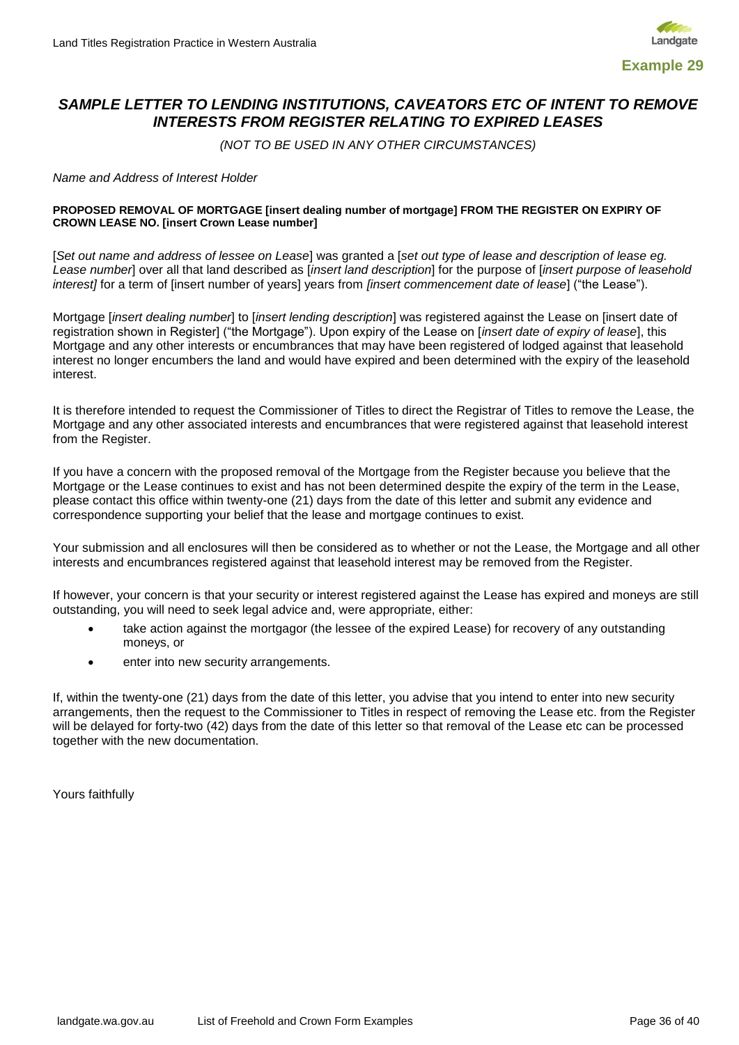**Example 29**

## *SAMPLE LETTER TO LENDING INSTITUTIONS, CAVEATORS ETC OF INTENT TO REMOVE INTERESTS FROM REGISTER RELATING TO EXPIRED LEASES*

*(NOT TO BE USED IN ANY OTHER CIRCUMSTANCES)*

*Name and Address of Interest Holder*

**PROPOSED REMOVAL OF MORTGAGE [insert dealing number of mortgage] FROM THE REGISTER ON EXPIRY OF CROWN LEASE NO. [insert Crown Lease number]**

[*Set out name and address of lessee on Lease*] was granted a [*set out type of lease and description of lease eg. Lease number*] over all that land described as [*insert land description*] for the purpose of [*insert purpose of leasehold interest]* for a term of [insert number of years] years from *[insert commencement date of lease*] ("the Lease").

Mortgage [*insert dealing number*] to [*insert lending description*] was registered against the Lease on [insert date of registration shown in Register] ("the Mortgage"). Upon expiry of the Lease on [*insert date of expiry of lease*], this Mortgage and any other interests or encumbrances that may have been registered of lodged against that leasehold interest no longer encumbers the land and would have expired and been determined with the expiry of the leasehold interest.

It is therefore intended to request the Commissioner of Titles to direct the Registrar of Titles to remove the Lease, the Mortgage and any other associated interests and encumbrances that were registered against that leasehold interest from the Register.

If you have a concern with the proposed removal of the Mortgage from the Register because you believe that the Mortgage or the Lease continues to exist and has not been determined despite the expiry of the term in the Lease, please contact this office within twenty-one (21) days from the date of this letter and submit any evidence and correspondence supporting your belief that the lease and mortgage continues to exist.

Your submission and all enclosures will then be considered as to whether or not the Lease, the Mortgage and all other interests and encumbrances registered against that leasehold interest may be removed from the Register.

If however, your concern is that your security or interest registered against the Lease has expired and moneys are still outstanding, you will need to seek legal advice and, were appropriate, either:

- take action against the mortgagor (the lessee of the expired Lease) for recovery of any outstanding moneys, or
- enter into new security arrangements.

If, within the twenty-one (21) days from the date of this letter, you advise that you intend to enter into new security arrangements, then the request to the Commissioner to Titles in respect of removing the Lease etc. from the Register will be delayed for forty-two (42) days from the date of this letter so that removal of the Lease etc can be processed together with the new documentation.

Yours faithfully